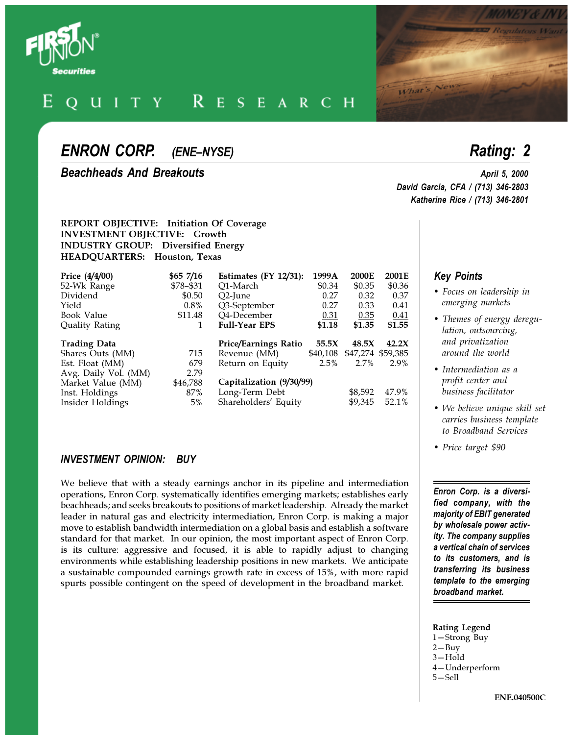First Union Securities

EQUITY RESEARCH

# ENRON CORP. *(ENE–NYSE)*

**Rating: 2**

## Beachheads And Breakouts

**April 5, 2000**
**David Garcia, CFA / (713) 346-2803**
**Katherine Rice / (713) 346-2801**

**REPORT OBJECTIVE: Initiation Of Coverage**
**INVESTMENT OBJECTIVE: Growth**
**INDUSTRY GROUP: Diversified Energy**
**HEADQUARTERS: Houston, Texas**

| Price (4/4/00) | $65 7/16 | Estimates (FY 12/31): | 1999A | 2000E | 2001E |
|---|---|---|---|---|---|
| 52-Wk Range | $78–$31 | Q1-March | $0.34 | $0.35 | $0.36 |
| Dividend | $0.50 | Q2-June | 0.27 | 0.32 | 0.37 |
| Yield | 0.8% | Q3-September | 0.27 | 0.33 | 0.41 |
| Book Value | $11.48 | Q4-December | 0.31 | 0.35 | 0.41 |
| Quality Rating | 1 | **Full-Year EPS** | **$1.18** | **$1.35** | **$1.55** |
| **Trading Data** | | **Price/Earnings Ratio** | **55.5X** | **48.5X** | **42.2X** |
| Shares Outs (MM) | 715 | Revenue (MM) | $40,108 | $47,274 | $59,385 |
| Est. Float (MM) | 679 | Return on Equity | 2.5% | 2.7% | 2.9% |
| Avg. Daily Vol. (MM) | 2.79 | | | | |
| Market Value (MM) | $46,788 | **Capitalization (9/30/99)** | | | |
| Inst. Holdings | 87% | Long-Term Debt | | $8,592 | 47.9% |
| Insider Holdings | 5% | Shareholders' Equity | | $9,345 | 52.1% |

### INVESTMENT OPINION: BUY

We believe that with a steady earnings anchor in its pipeline and intermediation operations, Enron Corp. systematically identifies emerging markets; establishes early beachheads; and seeks breakouts to positions of market leadership. Already the market leader in natural gas and electricity intermediation, Enron Corp. is making a major move to establish bandwidth intermediation on a global basis and establish a software standard for that market. In our opinion, the most important aspect of Enron Corp. is its culture: aggressive and focused, it is able to rapidly adjust to changing environments while establishing leadership positions in new markets. We anticipate a sustainable compounded earnings growth rate in excess of 15%, with more rapid spurts possible contingent on the speed of development in the broadband market.

### Key Points

- *Focus on leadership in emerging markets*
- *Themes of energy deregulation, outsourcing, and privatization around the world*
- *Intermediation as a profit center and business facilitator*
- *We believe unique skill set carries business template to Broadband Services*
- *Price target $90*

***Enron Corp. is a diversified company, with the majority of EBIT generated by wholesale power activity. The company supplies a vertical chain of services to its customers, and is transferring its business template to the emerging broadband market.***

**Rating Legend**
1—Strong Buy
2—Buy
3—Hold
4—Underperform
5—Sell

ENE.040500C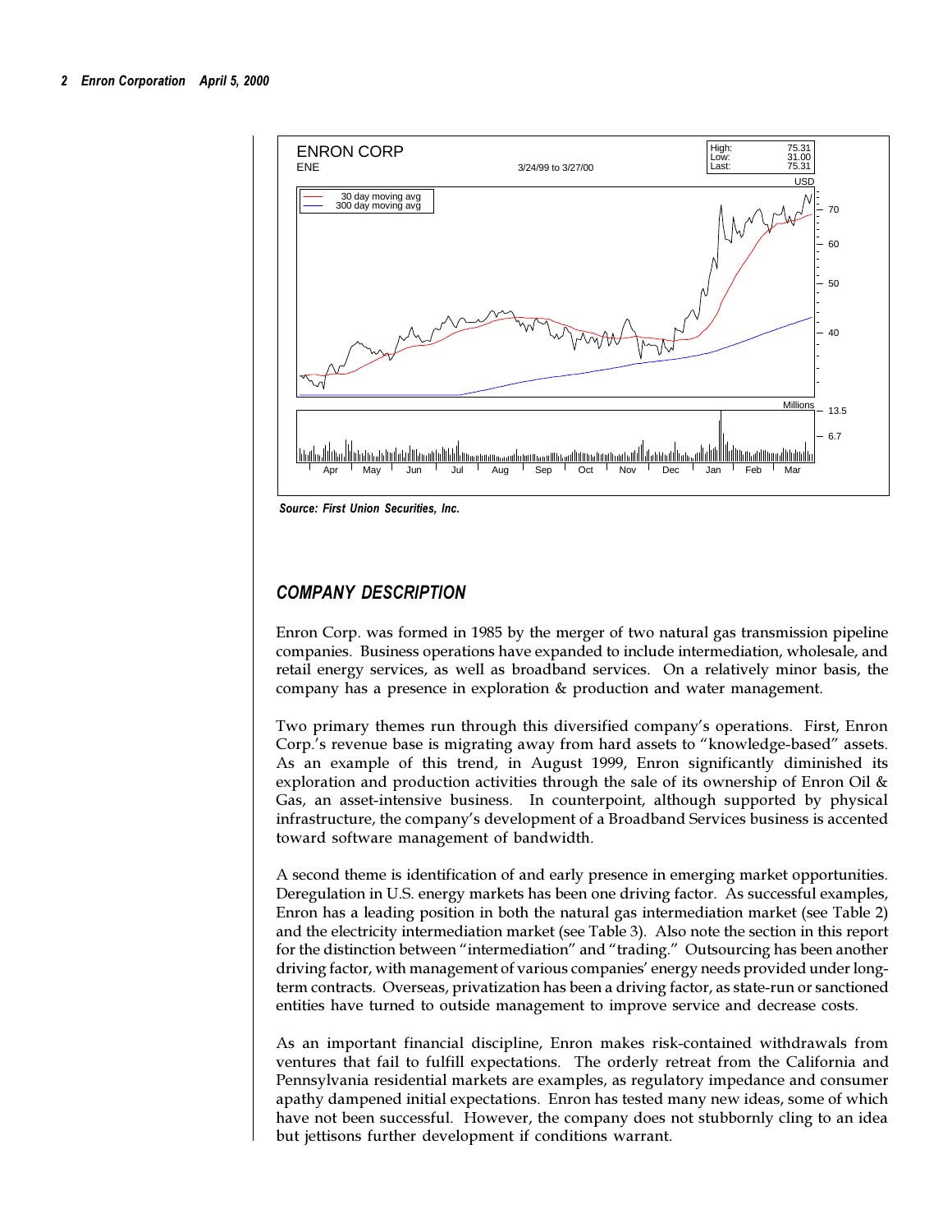ENRON CORP
ENE
3/24/99 to 3/27/00

High: 75.31
Low: 31.00
Last: 75.31

Source: First Union Securities, Inc.

## COMPANY DESCRIPTION

Enron Corp. was formed in 1985 by the merger of two natural gas transmission pipeline companies. Business operations have expanded to include intermediation, wholesale, and retail energy services, as well as broadband services. On a relatively minor basis, the company has a presence in exploration & production and water management.

Two primary themes run through this diversified company's operations. First, Enron Corp.'s revenue base is migrating away from hard assets to "knowledge-based" assets. As an example of this trend, in August 1999, Enron significantly diminished its exploration and production activities through the sale of its ownership of Enron Oil & Gas, an asset-intensive business. In counterpoint, although supported by physical infrastructure, the company's development of a Broadband Services business is accented toward software management of bandwidth.

A second theme is identification of and early presence in emerging market opportunities. Deregulation in U.S. energy markets has been one driving factor. As successful examples, Enron has a leading position in both the natural gas intermediation market (see Table 2) and the electricity intermediation market (see Table 3). Also note the section in this report for the distinction between "intermediation" and "trading." Outsourcing has been another driving factor, with management of various companies' energy needs provided under long-term contracts. Overseas, privatization has been a driving factor, as state-run or sanctioned entities have turned to outside management to improve service and decrease costs.

As an important financial discipline, Enron makes risk-contained withdrawals from ventures that fail to fulfill expectations. The orderly retreat from the California and Pennsylvania residential markets are examples, as regulatory impedance and consumer apathy dampened initial expectations. Enron has tested many new ideas, some of which have not been successful. However, the company does not stubbornly cling to an idea but jettisons further development if conditions warrant.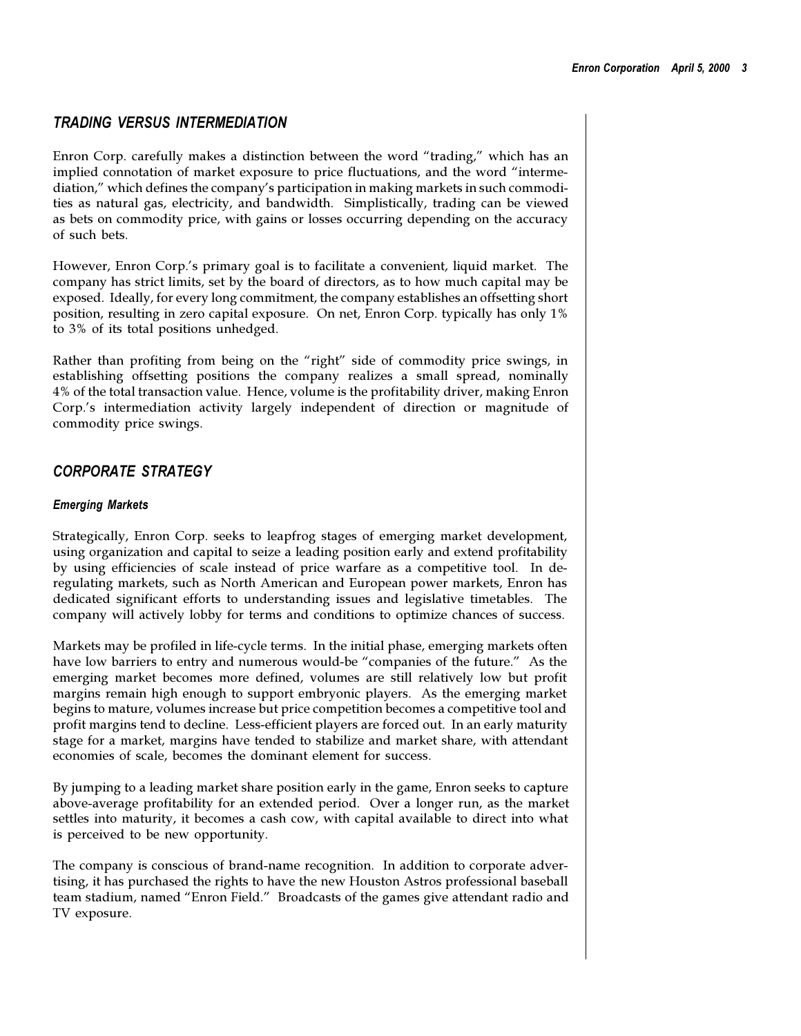## *TRADING VERSUS INTERMEDIATION*

Enron Corp. carefully makes a distinction between the word "trading," which has an implied connotation of market exposure to price fluctuations, and the word "intermediation," which defines the company's participation in making markets in such commodities as natural gas, electricity, and bandwidth. Simplistically, trading can be viewed as bets on commodity price, with gains or losses occurring depending on the accuracy of such bets.

However, Enron Corp.'s primary goal is to facilitate a convenient, liquid market. The company has strict limits, set by the board of directors, as to how much capital may be exposed. Ideally, for every long commitment, the company establishes an offsetting short position, resulting in zero capital exposure. On net, Enron Corp. typically has only 1% to 3% of its total positions unhedged.

Rather than profiting from being on the "right" side of commodity price swings, in establishing offsetting positions the company realizes a small spread, nominally 4% of the total transaction value. Hence, volume is the profitability driver, making Enron Corp.'s intermediation activity largely independent of direction or magnitude of commodity price swings.

## *CORPORATE STRATEGY*

### *Emerging Markets*

Strategically, Enron Corp. seeks to leapfrog stages of emerging market development, using organization and capital to seize a leading position early and extend profitability by using efficiencies of scale instead of price warfare as a competitive tool. In deregulating markets, such as North American and European power markets, Enron has dedicated significant efforts to understanding issues and legislative timetables. The company will actively lobby for terms and conditions to optimize chances of success.

Markets may be profiled in life-cycle terms. In the initial phase, emerging markets often have low barriers to entry and numerous would-be "companies of the future." As the emerging market becomes more defined, volumes are still relatively low but profit margins remain high enough to support embryonic players. As the emerging market begins to mature, volumes increase but price competition becomes a competitive tool and profit margins tend to decline. Less-efficient players are forced out. In an early maturity stage for a market, margins have tended to stabilize and market share, with attendant economies of scale, becomes the dominant element for success.

By jumping to a leading market share position early in the game, Enron seeks to capture above-average profitability for an extended period. Over a longer run, as the market settles into maturity, it becomes a cash cow, with capital available to direct into what is perceived to be new opportunity.

The company is conscious of brand-name recognition. In addition to corporate advertising, it has purchased the rights to have the new Houston Astros professional baseball team stadium, named "Enron Field." Broadcasts of the games give attendant radio and TV exposure.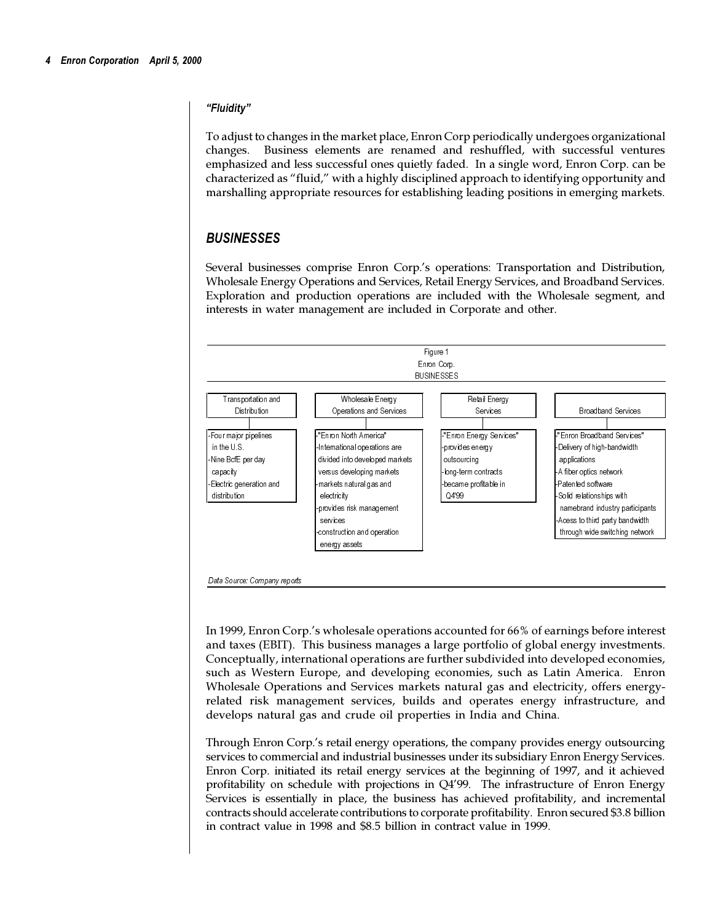### *"Fluidity"*

To adjust to changes in the market place, Enron Corp periodically undergoes organizational changes. Business elements are renamed and reshuffled, with successful ventures emphasized and less successful ones quietly faded. In a single word, Enron Corp. can be characterized as "fluid," with a highly disciplined approach to identifying opportunity and marshalling appropriate resources for establishing leading positions in emerging markets.

## *BUSINESSES*

Several businesses comprise Enron Corp.'s operations: Transportation and Distribution, Wholesale Energy Operations and Services, Retail Energy Services, and Broadband Services. Exploration and production operations are included with the Wholesale segment, and interests in water management are included in Corporate and other.

Figure 1
Enron Corp.
BUSINESSES

| Transportation and Distribution | Wholesale Energy Operations and Services | Retail Energy Services | Broadband Services |
|---|---|---|---|
| -Four major pipelines in the U.S.<br>-Nine BcfE per day capacity<br>-Electric generation and distribution | -"Enron North America"<br>-International operations are divided into developed markets versus developing markets<br>-markets natural gas and electricity<br>-provides risk management services<br>-construction and operation energy assets | -"Enron Energy Services"<br>-provides energy outsourcing<br>-long-term contracts<br>-became profitable in Q4'99 | -"Enron Broadband Services"<br>-Delivery of high-bandwidth applications<br>-A fiber optics network<br>-Patented software<br>-Solid relationships with namebrand industry participants<br>-Acess to third party bandwidth through wide switching network |

*Data Source: Company reports*

In 1999, Enron Corp.'s wholesale operations accounted for 66% of earnings before interest and taxes (EBIT). This business manages a large portfolio of global energy investments. Conceptually, international operations are further subdivided into developed economies, such as Western Europe, and developing economies, such as Latin America. Enron Wholesale Operations and Services markets natural gas and electricity, offers energy-related risk management services, builds and operates energy infrastructure, and develops natural gas and crude oil properties in India and China.

Through Enron Corp.'s retail energy operations, the company provides energy outsourcing services to commercial and industrial businesses under its subsidiary Enron Energy Services. Enron Corp. initiated its retail energy services at the beginning of 1997, and it achieved profitability on schedule with projections in Q4'99. The infrastructure of Enron Energy Services is essentially in place, the business has achieved profitability, and incremental contracts should accelerate contributions to corporate profitability. Enron secured $3.8 billion in contract value in 1998 and $8.5 billion in contract value in 1999.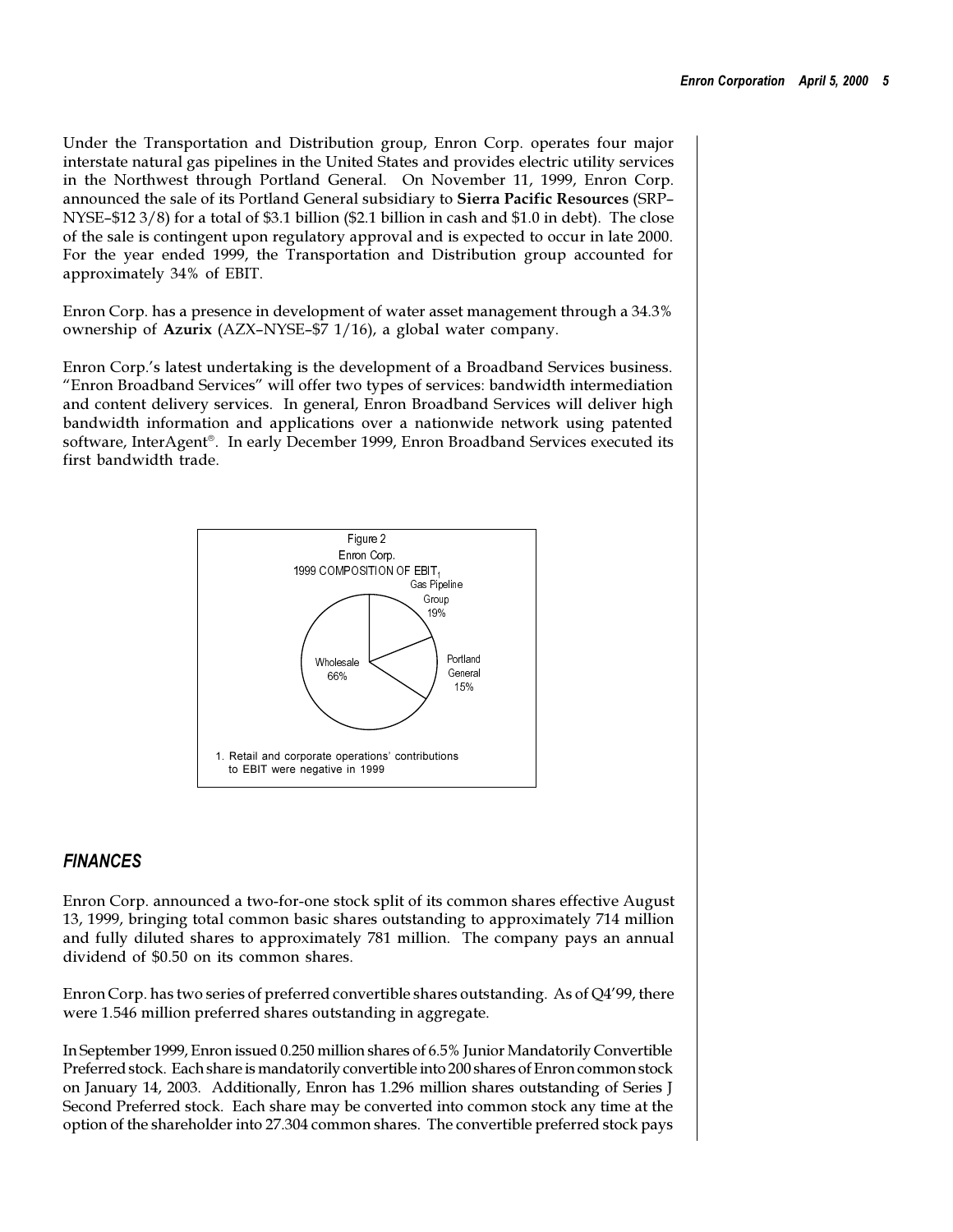Under the Transportation and Distribution group, Enron Corp. operates four major interstate natural gas pipelines in the United States and provides electric utility services in the Northwest through Portland General. On November 11, 1999, Enron Corp. announced the sale of its Portland General subsidiary to **Sierra Pacific Resources** (SRP–NYSE–$12 3/8) for a total of $3.1 billion ($2.1 billion in cash and $1.0 in debt). The close of the sale is contingent upon regulatory approval and is expected to occur in late 2000. For the year ended 1999, the Transportation and Distribution group accounted for approximately 34% of EBIT.

Enron Corp. has a presence in development of water asset management through a 34.3% ownership of **Azurix** (AZX–NYSE–$7 1/16), a global water company.

Enron Corp.'s latest undertaking is the development of a Broadband Services business. "Enron Broadband Services" will offer two types of services: bandwidth intermediation and content delivery services. In general, Enron Broadband Services will deliver high bandwidth information and applications over a nationwide network using patented software, InterAgent®. In early December 1999, Enron Broadband Services executed its first bandwidth trade.

Figure 2
Enron Corp.
1999 COMPOSITION OF EBIT[1]

| Segment | Share |
|---|---|
| Wholesale | 66% |
| Gas Pipeline Group | 19% |
| Portland General | 15% |

1. Retail and corporate operations' contributions to EBIT were negative in 1999

## *FINANCES*

Enron Corp. announced a two-for-one stock split of its common shares effective August 13, 1999, bringing total common basic shares outstanding to approximately 714 million and fully diluted shares to approximately 781 million. The company pays an annual dividend of $0.50 on its common shares.

Enron Corp. has two series of preferred convertible shares outstanding. As of Q4'99, there were 1.546 million preferred shares outstanding in aggregate.

In September 1999, Enron issued 0.250 million shares of 6.5% Junior Mandatorily Convertible Preferred stock. Each share is mandatorily convertible into 200 shares of Enron common stock on January 14, 2003. Additionally, Enron has 1.296 million shares outstanding of Series J Second Preferred stock. Each share may be converted into common stock any time at the option of the shareholder into 27.304 common shares. The convertible preferred stock pays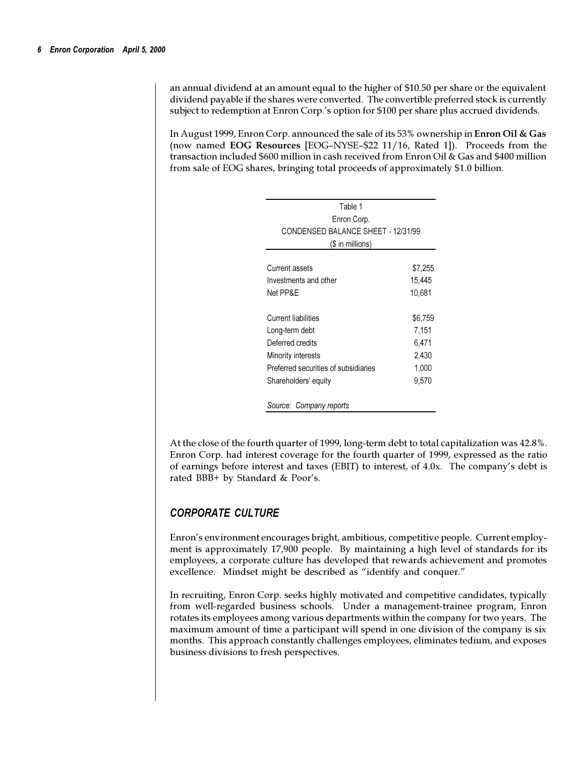an annual dividend at an amount equal to the higher of $10.50 per share or the equivalent dividend payable if the shares were converted. The convertible preferred stock is currently subject to redemption at Enron Corp.'s option for $100 per share plus accrued dividends.

In August 1999, Enron Corp. announced the sale of its 53% ownership in **Enron Oil & Gas** (now named **EOG Resources** [EOG–NYSE–$22 11/16, Rated 1]). Proceeds from the transaction included $600 million in cash received from Enron Oil & Gas and $400 million from sale of EOG shares, bringing total proceeds of approximately $1.0 billion.

Table 1
Enron Corp.
CONDENSED BALANCE SHEET - 12/31/99
($ in millions)

| | |
|---|---|
| Current assets | $7,255 |
| Investments and other | 15,445 |
| Net PP&E | 10,681 |
| | |
| Current liabilities | $6,759 |
| Long-term debt | 7,151 |
| Deferred credits | 6,471 |
| Minority interests | 2,430 |
| Preferred securities of subsidiaries | 1,000 |
| Shareholders' equity | 9,570 |

*Source: Company reports*

At the close of the fourth quarter of 1999, long-term debt to total capitalization was 42.8%. Enron Corp. had interest coverage for the fourth quarter of 1999, expressed as the ratio of earnings before interest and taxes (EBIT) to interest, of 4.0x. The company's debt is rated BBB+ by Standard & Poor's.

## *CORPORATE CULTURE*

Enron's environment encourages bright, ambitious, competitive people. Current employment is approximately 17,900 people. By maintaining a high level of standards for its employees, a corporate culture has developed that rewards achievement and promotes excellence. Mindset might be described as "identify and conquer."

In recruiting, Enron Corp. seeks highly motivated and competitive candidates, typically from well-regarded business schools. Under a management-trainee program, Enron rotates its employees among various departments within the company for two years. The maximum amount of time a participant will spend in one division of the company is six months. This approach constantly challenges employees, eliminates tedium, and exposes business divisions to fresh perspectives.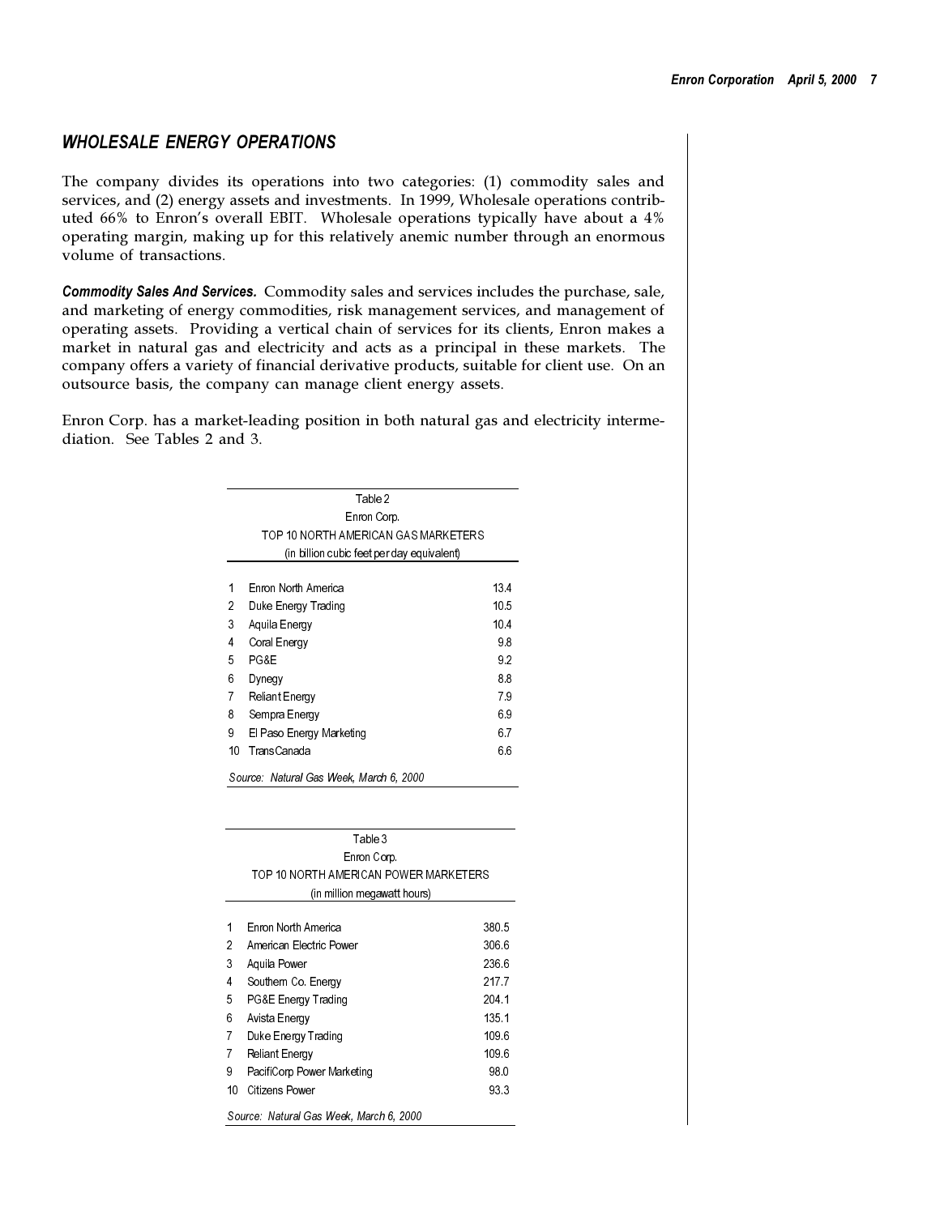## WHOLESALE ENERGY OPERATIONS

The company divides its operations into two categories: (1) commodity sales and services, and (2) energy assets and investments. In 1999, Wholesale operations contributed 66% to Enron's overall EBIT. Wholesale operations typically have about a 4% operating margin, making up for this relatively anemic number through an enormous volume of transactions.

***Commodity Sales And Services.*** Commodity sales and services includes the purchase, sale, and marketing of energy commodities, risk management services, and management of operating assets. Providing a vertical chain of services for its clients, Enron makes a market in natural gas and electricity and acts as a principal in these markets. The company offers a variety of financial derivative products, suitable for client use. On an outsource basis, the company can manage client energy assets.

Enron Corp. has a market-leading position in both natural gas and electricity intermediation. See Tables 2 and 3.

Table 2
Enron Corp.
TOP 10 NORTH AMERICAN GAS MARKETERS
(in billion cubic feet per day equivalent)

| | | |
|---|---|---|
| 1 | Enron North America | 13.4 |
| 2 | Duke Energy Trading | 10.5 |
| 3 | Aquila Energy | 10.4 |
| 4 | Coral Energy | 9.8 |
| 5 | PG&E | 9.2 |
| 6 | Dynegy | 8.8 |
| 7 | Reliant Energy | 7.9 |
| 8 | Sempra Energy | 6.9 |
| 9 | El Paso Energy Marketing | 6.7 |
| 10 | TransCanada | 6.6 |

*Source: Natural Gas Week, March 6, 2000*

Table 3
Enron Corp.
TOP 10 NORTH AMERICAN POWER MARKETERS
(in million megawatt hours)

| | | |
|---|---|---|
| 1 | Enron North America | 380.5 |
| 2 | American Electric Power | 306.6 |
| 3 | Aquila Power | 236.6 |
| 4 | Southern Co. Energy | 217.7 |
| 5 | PG&E Energy Trading | 204.1 |
| 6 | Avista Energy | 135.1 |
| 7 | Duke Energy Trading | 109.6 |
| 7 | Reliant Energy | 109.6 |
| 9 | PacifiCorp Power Marketing | 98.0 |
| 10 | Citizens Power | 93.3 |

*Source: Natural Gas Week, March 6, 2000*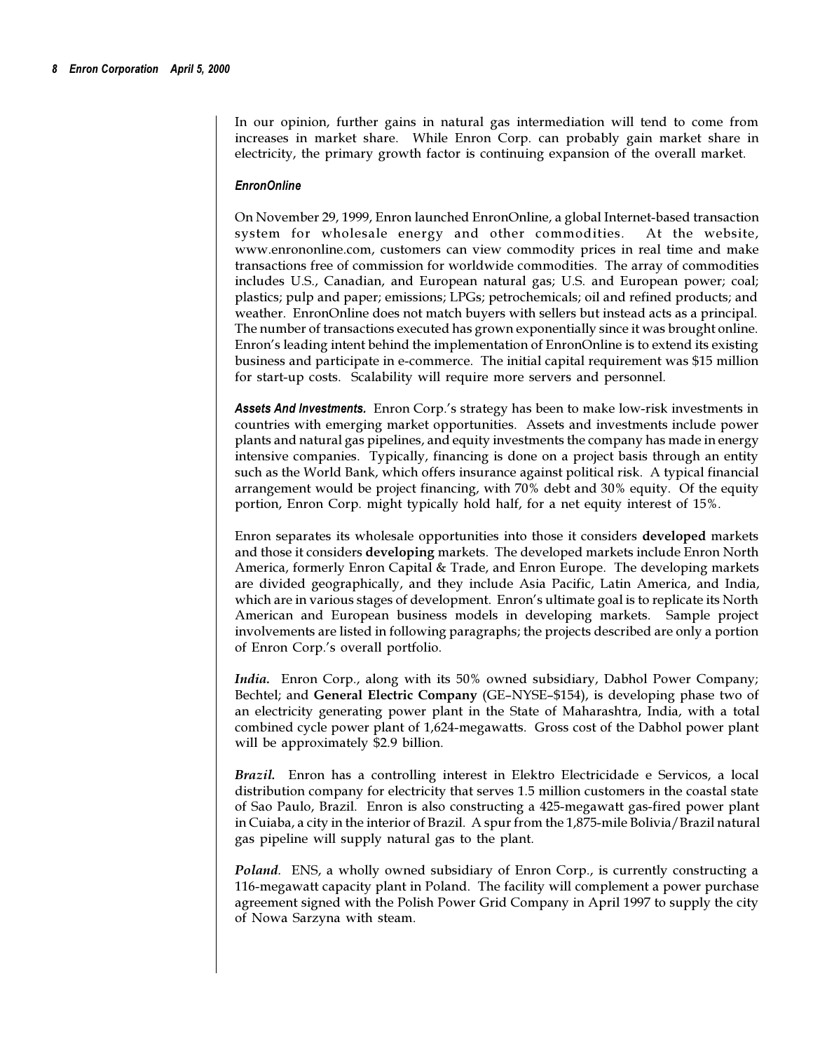In our opinion, further gains in natural gas intermediation will tend to come from increases in market share. While Enron Corp. can probably gain market share in electricity, the primary growth factor is continuing expansion of the overall market.

#### *EnronOnline*

On November 29, 1999, Enron launched EnronOnline, a global Internet-based transaction system for wholesale energy and other commodities. At the website, www.enrononline.com, customers can view commodity prices in real time and make transactions free of commission for worldwide commodities. The array of commodities includes U.S., Canadian, and European natural gas; U.S. and European power; coal; plastics; pulp and paper; emissions; LPGs; petrochemicals; oil and refined products; and weather. EnronOnline does not match buyers with sellers but instead acts as a principal. The number of transactions executed has grown exponentially since it was brought online. Enron's leading intent behind the implementation of EnronOnline is to extend its existing business and participate in e-commerce. The initial capital requirement was $15 million for start-up costs. Scalability will require more servers and personnel.

***Assets And Investments.*** Enron Corp.'s strategy has been to make low-risk investments in countries with emerging market opportunities. Assets and investments include power plants and natural gas pipelines, and equity investments the company has made in energy intensive companies. Typically, financing is done on a project basis through an entity such as the World Bank, which offers insurance against political risk. A typical financial arrangement would be project financing, with 70% debt and 30% equity. Of the equity portion, Enron Corp. might typically hold half, for a net equity interest of 15%.

Enron separates its wholesale opportunities into those it considers **developed** markets and those it considers **developing** markets. The developed markets include Enron North America, formerly Enron Capital & Trade, and Enron Europe. The developing markets are divided geographically, and they include Asia Pacific, Latin America, and India, which are in various stages of development. Enron's ultimate goal is to replicate its North American and European business models in developing markets. Sample project involvements are listed in following paragraphs; the projects described are only a portion of Enron Corp.'s overall portfolio.

***India.*** Enron Corp., along with its 50% owned subsidiary, Dabhol Power Company; Bechtel; and **General Electric Company** (GE–NYSE–$154), is developing phase two of an electricity generating power plant in the State of Maharashtra, India, with a total combined cycle power plant of 1,624-megawatts. Gross cost of the Dabhol power plant will be approximately $2.9 billion.

***Brazil.*** Enron has a controlling interest in Elektro Electricidade e Servicos, a local distribution company for electricity that serves 1.5 million customers in the coastal state of Sao Paulo, Brazil. Enron is also constructing a 425-megawatt gas-fired power plant in Cuiaba, a city in the interior of Brazil. A spur from the 1,875-mile Bolivia/Brazil natural gas pipeline will supply natural gas to the plant.

***Poland.*** ENS, a wholly owned subsidiary of Enron Corp., is currently constructing a 116-megawatt capacity plant in Poland. The facility will complement a power purchase agreement signed with the Polish Power Grid Company in April 1997 to supply the city of Nowa Sarzyna with steam.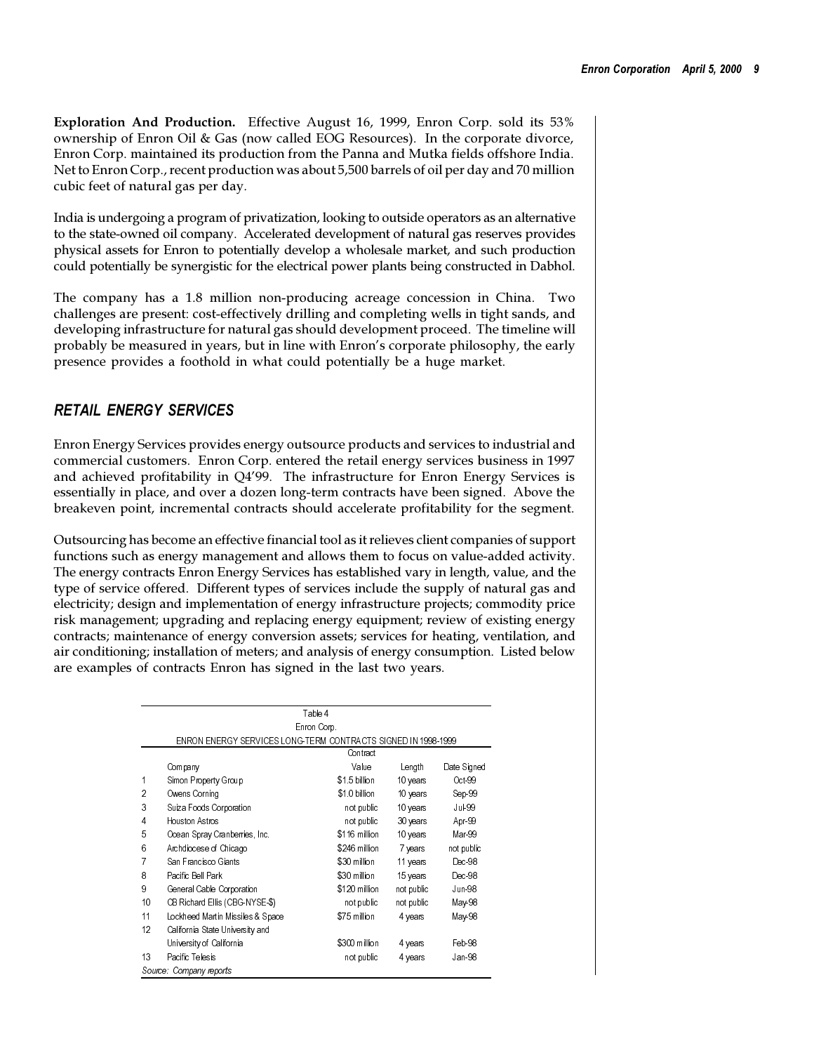**Exploration And Production.** Effective August 16, 1999, Enron Corp. sold its 53% ownership of Enron Oil & Gas (now called EOG Resources). In the corporate divorce, Enron Corp. maintained its production from the Panna and Mutka fields offshore India. Net to Enron Corp., recent production was about 5,500 barrels of oil per day and 70 million cubic feet of natural gas per day.

India is undergoing a program of privatization, looking to outside operators as an alternative to the state-owned oil company. Accelerated development of natural gas reserves provides physical assets for Enron to potentially develop a wholesale market, and such production could potentially be synergistic for the electrical power plants being constructed in Dabhol.

The company has a 1.8 million non-producing acreage concession in China. Two challenges are present: cost-effectively drilling and completing wells in tight sands, and developing infrastructure for natural gas should development proceed. The timeline will probably be measured in years, but in line with Enron's corporate philosophy, the early presence provides a foothold in what could potentially be a huge market.

## *RETAIL ENERGY SERVICES*

Enron Energy Services provides energy outsource products and services to industrial and commercial customers. Enron Corp. entered the retail energy services business in 1997 and achieved profitability in Q4'99. The infrastructure for Enron Energy Services is essentially in place, and over a dozen long-term contracts have been signed. Above the breakeven point, incremental contracts should accelerate profitability for the segment.

Outsourcing has become an effective financial tool as it relieves client companies of support functions such as energy management and allows them to focus on value-added activity. The energy contracts Enron Energy Services has established vary in length, value, and the type of service offered. Different types of services include the supply of natural gas and electricity; design and implementation of energy infrastructure projects; commodity price risk management; upgrading and replacing energy equipment; review of existing energy contracts; maintenance of energy conversion assets; services for heating, ventilation, and air conditioning; installation of meters; and analysis of energy consumption. Listed below are examples of contracts Enron has signed in the last two years.

Table 4
Enron Corp.
ENRON ENERGY SERVICES LONG-TERM CONTRACTS SIGNED IN 1998-1999

| | Company | Contract Value | Length | Date Signed |
|---|---|---|---|---|
| 1 | Simon Property Group | $1.5 billion | 10 years | Oct-99 |
| 2 | Owens Corning | $1.0 billion | 10 years | Sep-99 |
| 3 | Suiza Foods Corporation | not public | 10 years | Jul-99 |
| 4 | Houston Astros | not public | 30 years | Apr-99 |
| 5 | Ocean Spray Cranberries, Inc. | $116 million | 10 years | Mar-99 |
| 6 | Archdiocese of Chicago | $246 million | 7 years | not public |
| 7 | San Francisco Giants | $30 million | 11 years | Dec-98 |
| 8 | Pacific Bell Park | $30 million | 15 years | Dec-98 |
| 9 | General Cable Corporation | $120 million | not public | Jun-98 |
| 10 | CB Richard Ellis (CBG-NYSE-$) | not public | not public | May-98 |
| 11 | Lockheed Martin Missiles & Space | $75 million | 4 years | May-98 |
| 12 | California State University and University of California | $300 million | 4 years | Feb-98 |
| 13 | Pacific Telesis | not public | 4 years | Jan-98 |

*Source: Company reports*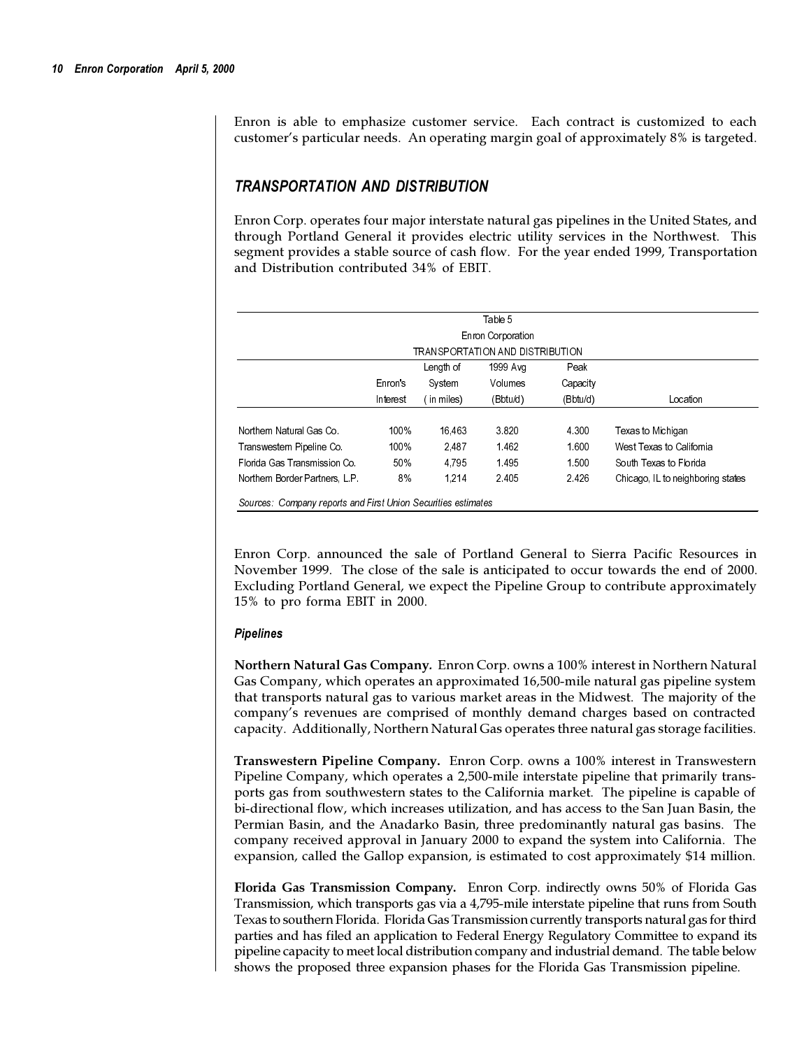Enron is able to emphasize customer service. Each contract is customized to each customer's particular needs. An operating margin goal of approximately 8% is targeted.

## *TRANSPORTATION AND DISTRIBUTION*

Enron Corp. operates four major interstate natural gas pipelines in the United States, and through Portland General it provides electric utility services in the Northwest. This segment provides a stable source of cash flow. For the year ended 1999, Transportation and Distribution contributed 34% of EBIT.

Table 5
Enron Corporation
TRANSPORTATION AND DISTRIBUTION

| | Enron's Interest | Length of System ( in miles) | 1999 Avg Volumes (Bbtu/d) | Peak Capacity (Bbtu/d) | Location |
|---|---|---|---|---|---|
| Northern Natural Gas Co. | 100% | 16,463 | 3.820 | 4.300 | Texas to Michigan |
| Transwestern Pipeline Co. | 100% | 2,487 | 1.462 | 1.600 | West Texas to California |
| Florida Gas Transmission Co. | 50% | 4,795 | 1.495 | 1.500 | South Texas to Florida |
| Northern Border Partners, L.P. | 8% | 1,214 | 2.405 | 2.426 | Chicago, IL to neighboring states |

*Sources: Company reports and First Union Securities estimates*

Enron Corp. announced the sale of Portland General to Sierra Pacific Resources in November 1999. The close of the sale is anticipated to occur towards the end of 2000. Excluding Portland General, we expect the Pipeline Group to contribute approximately 15% to pro forma EBIT in 2000.

#### *Pipelines*

**Northern Natural Gas Company.** Enron Corp. owns a 100% interest in Northern Natural Gas Company, which operates an approximated 16,500-mile natural gas pipeline system that transports natural gas to various market areas in the Midwest. The majority of the company's revenues are comprised of monthly demand charges based on contracted capacity. Additionally, Northern Natural Gas operates three natural gas storage facilities.

**Transwestern Pipeline Company.** Enron Corp. owns a 100% interest in Transwestern Pipeline Company, which operates a 2,500-mile interstate pipeline that primarily transports gas from southwestern states to the California market. The pipeline is capable of bi-directional flow, which increases utilization, and has access to the San Juan Basin, the Permian Basin, and the Anadarko Basin, three predominantly natural gas basins. The company received approval in January 2000 to expand the system into California. The expansion, called the Gallop expansion, is estimated to cost approximately $14 million.

**Florida Gas Transmission Company.** Enron Corp. indirectly owns 50% of Florida Gas Transmission, which transports gas via a 4,795-mile interstate pipeline that runs from South Texas to southern Florida. Florida Gas Transmission currently transports natural gas for third parties and has filed an application to Federal Energy Regulatory Committee to expand its pipeline capacity to meet local distribution company and industrial demand. The table below shows the proposed three expansion phases for the Florida Gas Transmission pipeline.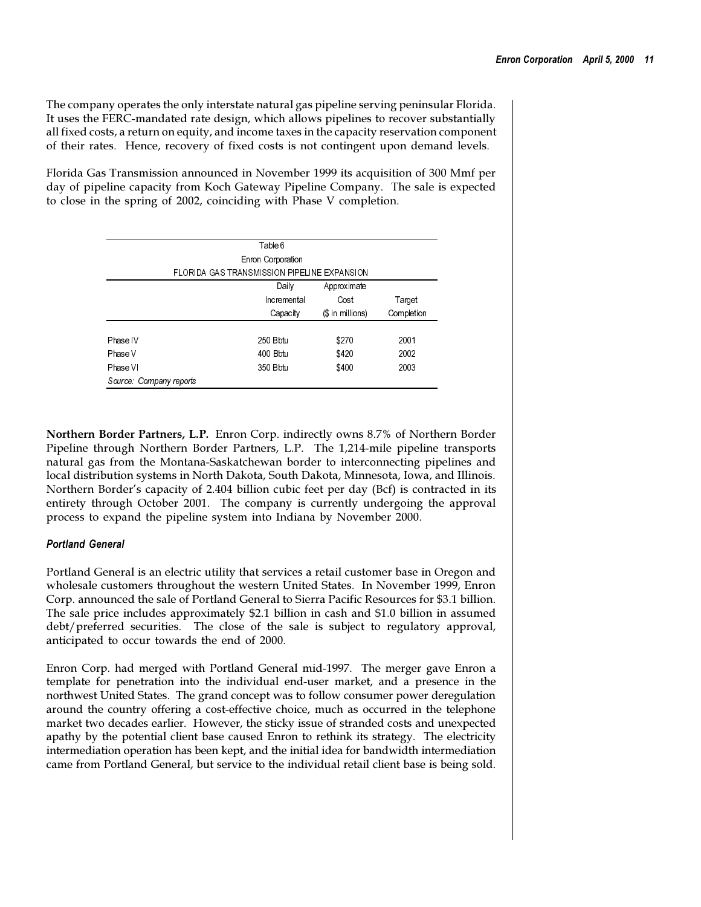The company operates the only interstate natural gas pipeline serving peninsular Florida. It uses the FERC-mandated rate design, which allows pipelines to recover substantially all fixed costs, a return on equity, and income taxes in the capacity reservation component of their rates. Hence, recovery of fixed costs is not contingent upon demand levels.

Florida Gas Transmission announced in November 1999 its acquisition of 300 Mmf per day of pipeline capacity from Koch Gateway Pipeline Company. The sale is expected to close in the spring of 2002, coinciding with Phase V completion.

Table 6
Enron Corporation
FLORIDA GAS TRANSMISSION PIPELINE EXPANSION

| | Daily Incremental Capacity | Approximate Cost ($ in millions) | Target Completion |
|---|---|---|---|
| Phase IV | 250 Bbtu | $270 | 2001 |
| Phase V | 400 Bbtu | $420 | 2002 |
| Phase VI | 350 Bbtu | $400 | 2003 |

*Source: Company reports*

**Northern Border Partners, L.P.** Enron Corp. indirectly owns 8.7% of Northern Border Pipeline through Northern Border Partners, L.P. The 1,214-mile pipeline transports natural gas from the Montana-Saskatchewan border to interconnecting pipelines and local distribution systems in North Dakota, South Dakota, Minnesota, Iowa, and Illinois. Northern Border's capacity of 2.404 billion cubic feet per day (Bcf) is contracted in its entirety through October 2001. The company is currently undergoing the approval process to expand the pipeline system into Indiana by November 2000.

### *Portland General*

Portland General is an electric utility that services a retail customer base in Oregon and wholesale customers throughout the western United States. In November 1999, Enron Corp. announced the sale of Portland General to Sierra Pacific Resources for $3.1 billion. The sale price includes approximately $2.1 billion in cash and $1.0 billion in assumed debt/preferred securities. The close of the sale is subject to regulatory approval, anticipated to occur towards the end of 2000.

Enron Corp. had merged with Portland General mid-1997. The merger gave Enron a template for penetration into the individual end-user market, and a presence in the northwest United States. The grand concept was to follow consumer power deregulation around the country offering a cost-effective choice, much as occurred in the telephone market two decades earlier. However, the sticky issue of stranded costs and unexpected apathy by the potential client base caused Enron to rethink its strategy. The electricity intermediation operation has been kept, and the initial idea for bandwidth intermediation came from Portland General, but service to the individual retail client base is being sold.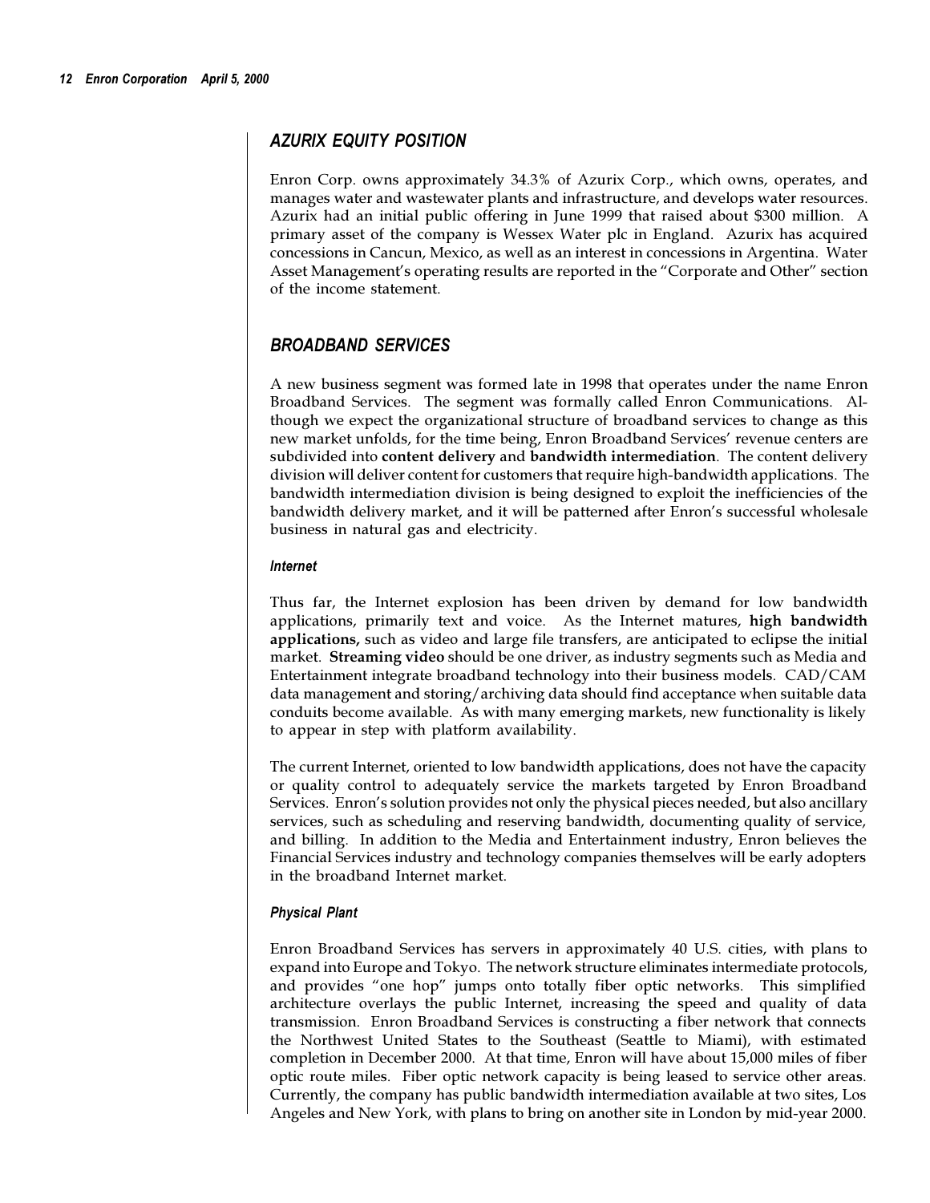## AZURIX EQUITY POSITION

Enron Corp. owns approximately 34.3% of Azurix Corp., which owns, operates, and manages water and wastewater plants and infrastructure, and develops water resources. Azurix had an initial public offering in June 1999 that raised about $300 million. A primary asset of the company is Wessex Water plc in England. Azurix has acquired concessions in Cancun, Mexico, as well as an interest in concessions in Argentina. Water Asset Management's operating results are reported in the "Corporate and Other" section of the income statement.

## BROADBAND SERVICES

A new business segment was formed late in 1998 that operates under the name Enron Broadband Services. The segment was formally called Enron Communications. Although we expect the organizational structure of broadband services to change as this new market unfolds, for the time being, Enron Broadband Services' revenue centers are subdivided into **content delivery** and **bandwidth intermediation**. The content delivery division will deliver content for customers that require high-bandwidth applications. The bandwidth intermediation division is being designed to exploit the inefficiencies of the bandwidth delivery market, and it will be patterned after Enron's successful wholesale business in natural gas and electricity.

### Internet

Thus far, the Internet explosion has been driven by demand for low bandwidth applications, primarily text and voice. As the Internet matures, **high bandwidth applications,** such as video and large file transfers, are anticipated to eclipse the initial market. **Streaming video** should be one driver, as industry segments such as Media and Entertainment integrate broadband technology into their business models. CAD/CAM data management and storing/archiving data should find acceptance when suitable data conduits become available. As with many emerging markets, new functionality is likely to appear in step with platform availability.

The current Internet, oriented to low bandwidth applications, does not have the capacity or quality control to adequately service the markets targeted by Enron Broadband Services. Enron's solution provides not only the physical pieces needed, but also ancillary services, such as scheduling and reserving bandwidth, documenting quality of service, and billing. In addition to the Media and Entertainment industry, Enron believes the Financial Services industry and technology companies themselves will be early adopters in the broadband Internet market.

### Physical Plant

Enron Broadband Services has servers in approximately 40 U.S. cities, with plans to expand into Europe and Tokyo. The network structure eliminates intermediate protocols, and provides "one hop" jumps onto totally fiber optic networks. This simplified architecture overlays the public Internet, increasing the speed and quality of data transmission. Enron Broadband Services is constructing a fiber network that connects the Northwest United States to the Southeast (Seattle to Miami), with estimated completion in December 2000. At that time, Enron will have about 15,000 miles of fiber optic route miles. Fiber optic network capacity is being leased to service other areas. Currently, the company has public bandwidth intermediation available at two sites, Los Angeles and New York, with plans to bring on another site in London by mid-year 2000.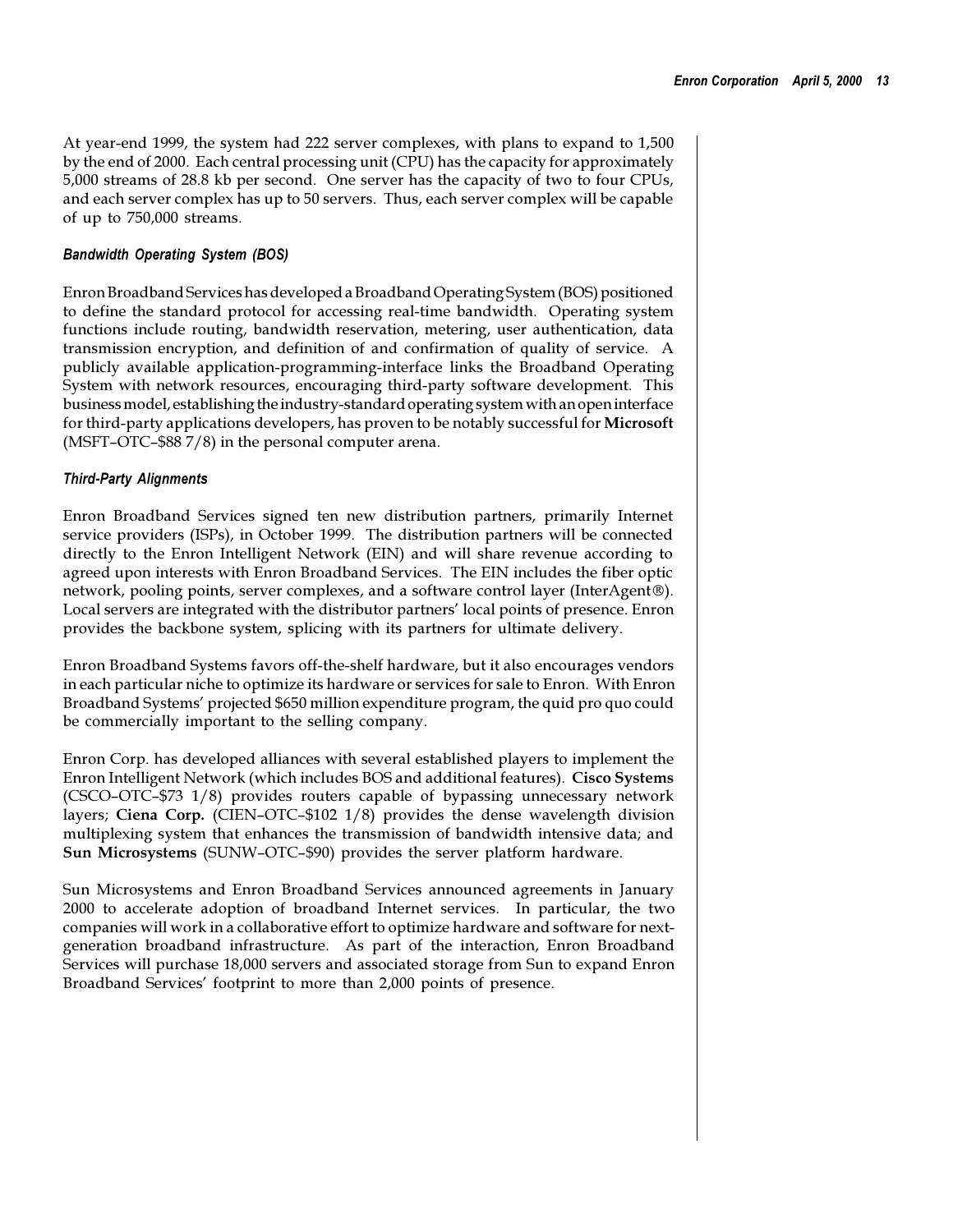At year-end 1999, the system had 222 server complexes, with plans to expand to 1,500 by the end of 2000. Each central processing unit (CPU) has the capacity for approximately 5,000 streams of 28.8 kb per second. One server has the capacity of two to four CPUs, and each server complex has up to 50 servers. Thus, each server complex will be capable of up to 750,000 streams.

#### *Bandwidth Operating System (BOS)*

Enron Broadband Services has developed a Broadband Operating System (BOS) positioned to define the standard protocol for accessing real-time bandwidth. Operating system functions include routing, bandwidth reservation, metering, user authentication, data transmission encryption, and definition of and confirmation of quality of service. A publicly available application-programming-interface links the Broadband Operating System with network resources, encouraging third-party software development. This business model, establishing the industry-standard operating system with an open interface for third-party applications developers, has proven to be notably successful for **Microsoft** (MSFT–OTC–$88 7/8) in the personal computer arena.

#### *Third-Party Alignments*

Enron Broadband Services signed ten new distribution partners, primarily Internet service providers (ISPs), in October 1999. The distribution partners will be connected directly to the Enron Intelligent Network (EIN) and will share revenue according to agreed upon interests with Enron Broadband Services. The EIN includes the fiber optic network, pooling points, server complexes, and a software control layer (InterAgent®). Local servers are integrated with the distributor partners' local points of presence. Enron provides the backbone system, splicing with its partners for ultimate delivery.

Enron Broadband Systems favors off-the-shelf hardware, but it also encourages vendors in each particular niche to optimize its hardware or services for sale to Enron. With Enron Broadband Systems' projected $650 million expenditure program, the quid pro quo could be commercially important to the selling company.

Enron Corp. has developed alliances with several established players to implement the Enron Intelligent Network (which includes BOS and additional features). **Cisco Systems** (CSCO–OTC–$73 1/8) provides routers capable of bypassing unnecessary network layers; **Ciena Corp.** (CIEN–OTC–$102 1/8) provides the dense wavelength division multiplexing system that enhances the transmission of bandwidth intensive data; and **Sun Microsystems** (SUNW–OTC–$90) provides the server platform hardware.

Sun Microsystems and Enron Broadband Services announced agreements in January 2000 to accelerate adoption of broadband Internet services. In particular, the two companies will work in a collaborative effort to optimize hardware and software for next-generation broadband infrastructure. As part of the interaction, Enron Broadband Services will purchase 18,000 servers and associated storage from Sun to expand Enron Broadband Services' footprint to more than 2,000 points of presence.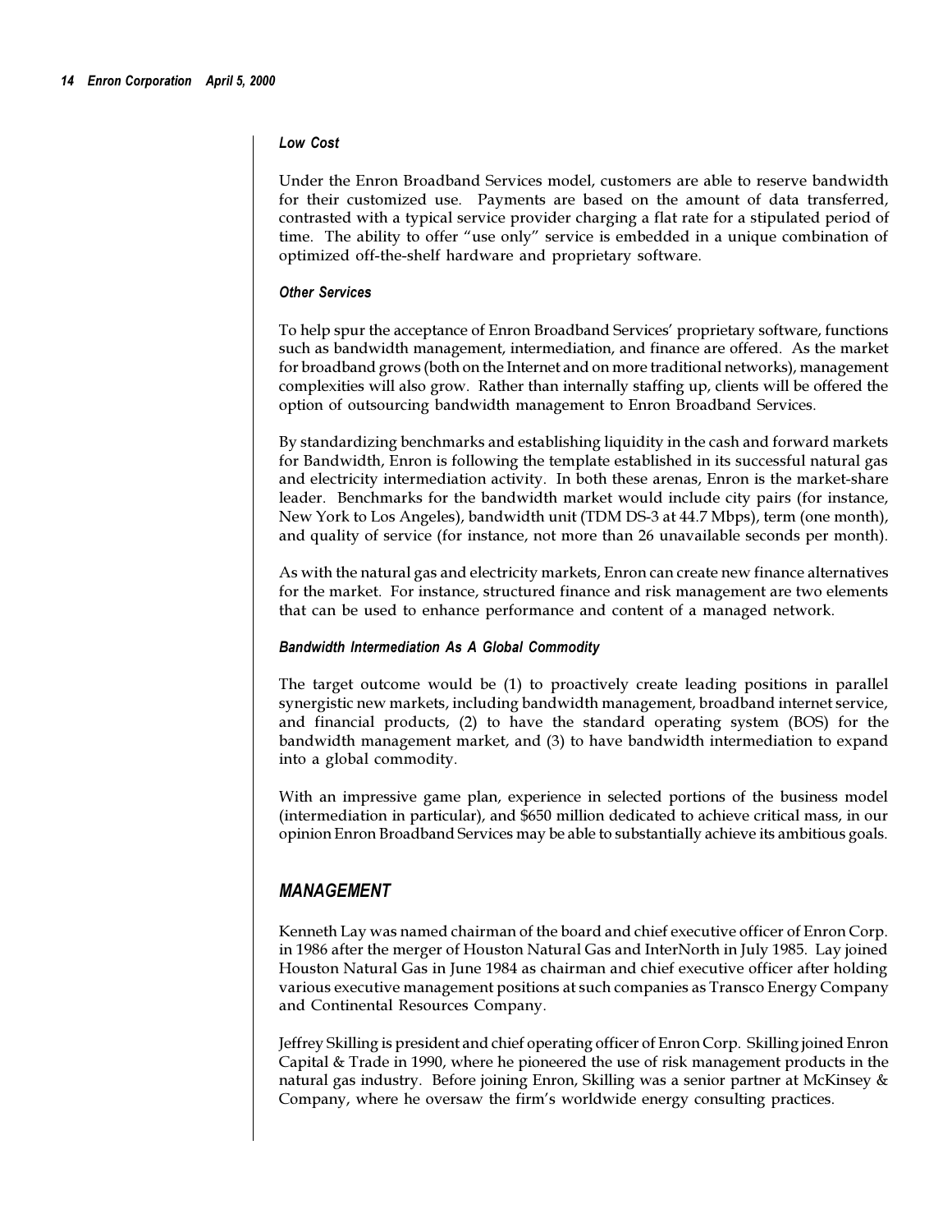#### *Low Cost*

Under the Enron Broadband Services model, customers are able to reserve bandwidth for their customized use. Payments are based on the amount of data transferred, contrasted with a typical service provider charging a flat rate for a stipulated period of time. The ability to offer "use only" service is embedded in a unique combination of optimized off-the-shelf hardware and proprietary software.

#### *Other Services*

To help spur the acceptance of Enron Broadband Services' proprietary software, functions such as bandwidth management, intermediation, and finance are offered. As the market for broadband grows (both on the Internet and on more traditional networks), management complexities will also grow. Rather than internally staffing up, clients will be offered the option of outsourcing bandwidth management to Enron Broadband Services.

By standardizing benchmarks and establishing liquidity in the cash and forward markets for Bandwidth, Enron is following the template established in its successful natural gas and electricity intermediation activity. In both these arenas, Enron is the market-share leader. Benchmarks for the bandwidth market would include city pairs (for instance, New York to Los Angeles), bandwidth unit (TDM DS-3 at 44.7 Mbps), term (one month), and quality of service (for instance, not more than 26 unavailable seconds per month).

As with the natural gas and electricity markets, Enron can create new finance alternatives for the market. For instance, structured finance and risk management are two elements that can be used to enhance performance and content of a managed network.

#### *Bandwidth Intermediation As A Global Commodity*

The target outcome would be (1) to proactively create leading positions in parallel synergistic new markets, including bandwidth management, broadband internet service, and financial products, (2) to have the standard operating system (BOS) for the bandwidth management market, and (3) to have bandwidth intermediation to expand into a global commodity.

With an impressive game plan, experience in selected portions of the business model (intermediation in particular), and $650 million dedicated to achieve critical mass, in our opinion Enron Broadband Services may be able to substantially achieve its ambitious goals.

## *MANAGEMENT*

Kenneth Lay was named chairman of the board and chief executive officer of Enron Corp. in 1986 after the merger of Houston Natural Gas and InterNorth in July 1985. Lay joined Houston Natural Gas in June 1984 as chairman and chief executive officer after holding various executive management positions at such companies as Transco Energy Company and Continental Resources Company.

Jeffrey Skilling is president and chief operating officer of Enron Corp. Skilling joined Enron Capital & Trade in 1990, where he pioneered the use of risk management products in the natural gas industry. Before joining Enron, Skilling was a senior partner at McKinsey & Company, where he oversaw the firm's worldwide energy consulting practices.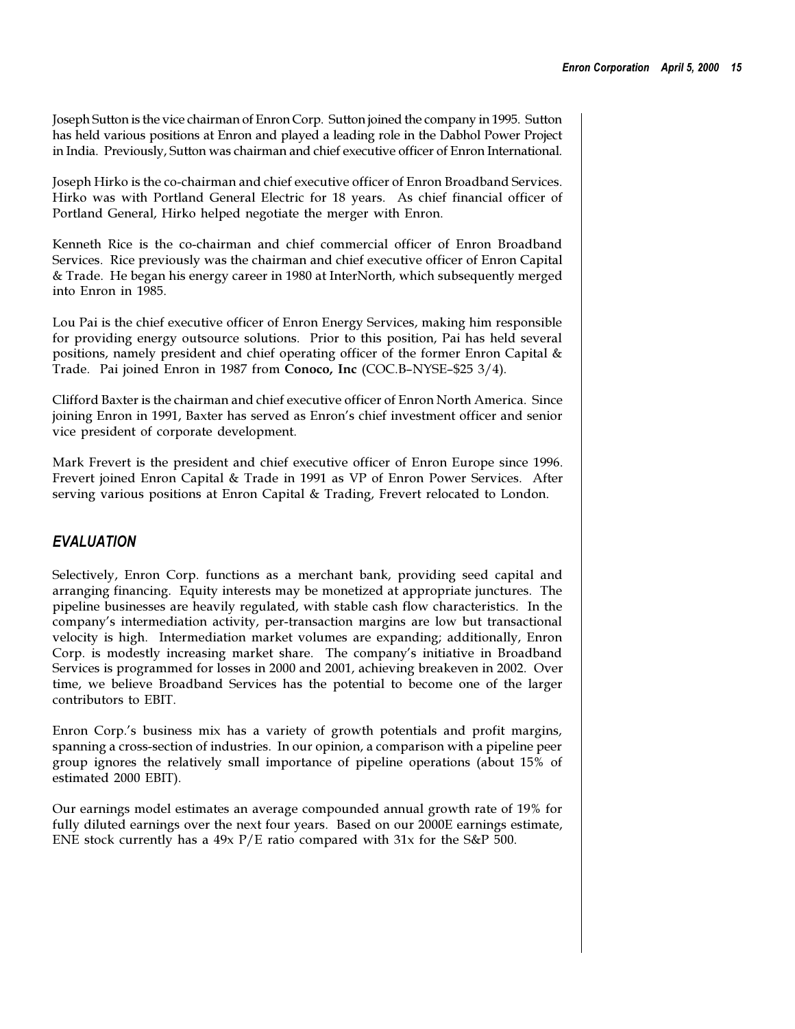Joseph Sutton is the vice chairman of Enron Corp. Sutton joined the company in 1995. Sutton has held various positions at Enron and played a leading role in the Dabhol Power Project in India. Previously, Sutton was chairman and chief executive officer of Enron International.

Joseph Hirko is the co-chairman and chief executive officer of Enron Broadband Services. Hirko was with Portland General Electric for 18 years. As chief financial officer of Portland General, Hirko helped negotiate the merger with Enron.

Kenneth Rice is the co-chairman and chief commercial officer of Enron Broadband Services. Rice previously was the chairman and chief executive officer of Enron Capital & Trade. He began his energy career in 1980 at InterNorth, which subsequently merged into Enron in 1985.

Lou Pai is the chief executive officer of Enron Energy Services, making him responsible for providing energy outsource solutions. Prior to this position, Pai has held several positions, namely president and chief operating officer of the former Enron Capital & Trade. Pai joined Enron in 1987 from **Conoco, Inc** (COC.B–NYSE–$25 3/4).

Clifford Baxter is the chairman and chief executive officer of Enron North America. Since joining Enron in 1991, Baxter has served as Enron's chief investment officer and senior vice president of corporate development.

Mark Frevert is the president and chief executive officer of Enron Europe since 1996. Frevert joined Enron Capital & Trade in 1991 as VP of Enron Power Services. After serving various positions at Enron Capital & Trading, Frevert relocated to London.

## *EVALUATION*

Selectively, Enron Corp. functions as a merchant bank, providing seed capital and arranging financing. Equity interests may be monetized at appropriate junctures. The pipeline businesses are heavily regulated, with stable cash flow characteristics. In the company's intermediation activity, per-transaction margins are low but transactional velocity is high. Intermediation market volumes are expanding; additionally, Enron Corp. is modestly increasing market share. The company's initiative in Broadband Services is programmed for losses in 2000 and 2001, achieving breakeven in 2002. Over time, we believe Broadband Services has the potential to become one of the larger contributors to EBIT.

Enron Corp.'s business mix has a variety of growth potentials and profit margins, spanning a cross-section of industries. In our opinion, a comparison with a pipeline peer group ignores the relatively small importance of pipeline operations (about 15% of estimated 2000 EBIT).

Our earnings model estimates an average compounded annual growth rate of 19% for fully diluted earnings over the next four years. Based on our 2000E earnings estimate, ENE stock currently has a 49x P/E ratio compared with 31x for the S&P 500.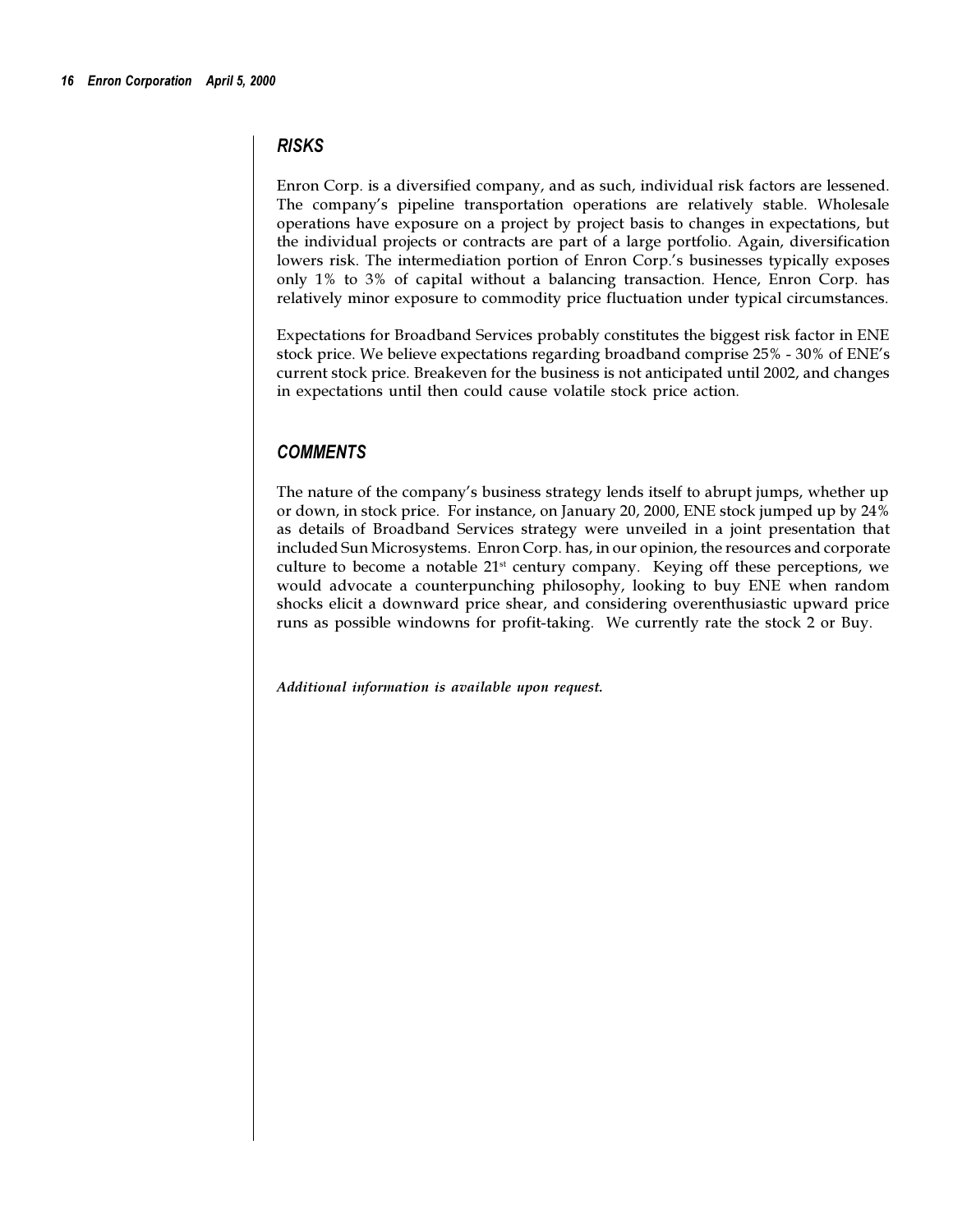## *RISKS*

Enron Corp. is a diversified company, and as such, individual risk factors are lessened. The company's pipeline transportation operations are relatively stable. Wholesale operations have exposure on a project by project basis to changes in expectations, but the individual projects or contracts are part of a large portfolio. Again, diversification lowers risk. The intermediation portion of Enron Corp.'s businesses typically exposes only 1% to 3% of capital without a balancing transaction. Hence, Enron Corp. has relatively minor exposure to commodity price fluctuation under typical circumstances.

Expectations for Broadband Services probably constitutes the biggest risk factor in ENE stock price. We believe expectations regarding broadband comprise 25% - 30% of ENE's current stock price. Breakeven for the business is not anticipated until 2002, and changes in expectations until then could cause volatile stock price action.

## *COMMENTS*

The nature of the company's business strategy lends itself to abrupt jumps, whether up or down, in stock price. For instance, on January 20, 2000, ENE stock jumped up by 24% as details of Broadband Services strategy were unveiled in a joint presentation that included Sun Microsystems. Enron Corp. has, in our opinion, the resources and corporate culture to become a notable 21st century company. Keying off these perceptions, we would advocate a counterpunching philosophy, looking to buy ENE when random shocks elicit a downward price shear, and considering overenthusiastic upward price runs as possible windowns for profit-taking. We currently rate the stock 2 or Buy.

***Additional information is available upon request.***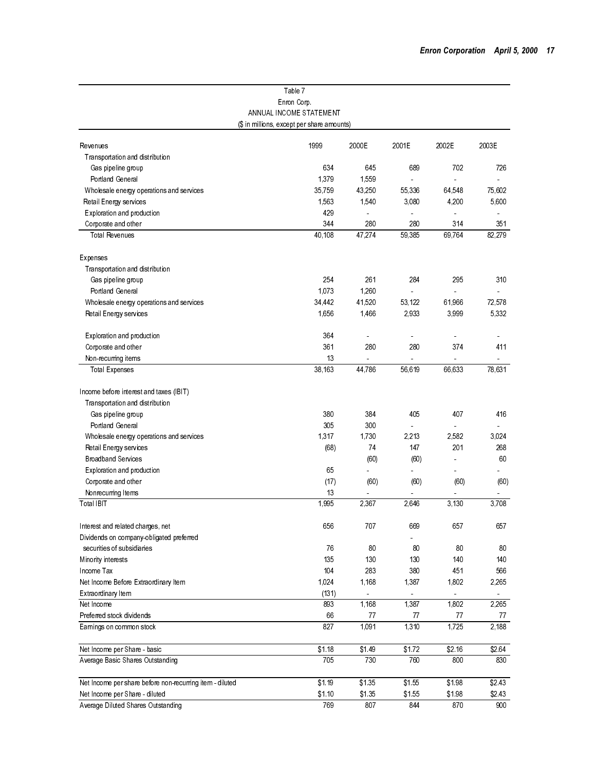Table 7

Enron Corp.

ANNUAL INCOME STATEMENT

($ in millions, except per share amounts)

| Revenues | 1999 | 2000E | 2001E | 2002E | 2003E |
|---|---|---|---|---|---|
| Transportation and distribution | | | | | |
| Gas pipeline group | 634 | 645 | 689 | 702 | 726 |
| Portland General | 1,379 | 1,559 | - | - | - |
| Wholesale energy operations and services | 35,759 | 43,250 | 55,336 | 64,548 | 75,602 |
| Retail Energy services | 1,563 | 1,540 | 3,080 | 4,200 | 5,600 |
| Exploration and production | 429 | - | - | - | - |
| Corporate and other | 344 | 280 | 280 | 314 | 351 |
| Total Revenues | 40,108 | 47,274 | 59,385 | 69,764 | 82,279 |
| | | | | | |
| Expenses | | | | | |
| Transportation and distribution | | | | | |
| Gas pipeline group | 254 | 261 | 284 | 295 | 310 |
| Portland General | 1,073 | 1,260 | - | - | - |
| Wholesale energy operations and services | 34,442 | 41,520 | 53,122 | 61,966 | 72,578 |
| Retail Energy services | 1,656 | 1,466 | 2,933 | 3,999 | 5,332 |
| Exploration and production | 364 | - | - | - | - |
| Corporate and other | 361 | 280 | 280 | 374 | 411 |
| Non-recurring items | 13 | - | - | - | - |
| Total Expenses | 38,163 | 44,786 | 56,619 | 66,633 | 78,631 |
| | | | | | |
| Income before interest and taxes (IBIT) | | | | | |
| Transportation and distribution | | | | | |
| Gas pipeline group | 380 | 384 | 405 | 407 | 416 |
| Portland General | 305 | 300 | - | - | - |
| Wholesale energy operations and services | 1,317 | 1,730 | 2,213 | 2,582 | 3,024 |
| Retail Energy services | (68) | 74 | 147 | 201 | 268 |
| Broadband Services | | (60) | (60) | - | 60 |
| Exploration and production | 65 | - | - | - | - |
| Corporate and other | (17) | (60) | (60) | (60) | (60) |
| Nonrecurring Items | 13 | - | - | - | - |
| Total IBIT | 1,995 | 2,367 | 2,646 | 3,130 | 3,708 |
| | | | | | |
| Interest and related charges, net | 656 | 707 | 669 | 657 | 657 |
| Dividends on company-obligated preferred | | | - | | |
| securities of subsidiaries | 76 | 80 | 80 | 80 | 80 |
| Minority interests | 135 | 130 | 130 | 140 | 140 |
| Income Tax | 104 | 283 | 380 | 451 | 566 |
| Net Income Before Extraordinary Item | 1,024 | 1,168 | 1,387 | 1,802 | 2,265 |
| Extraordinary Item | (131) | - | - | - | - |
| Net Income | 893 | 1,168 | 1,387 | 1,802 | 2,265 |
| Preferred stock dividends | 66 | 77 | 77 | 77 | 77 |
| Earnings on common stock | 827 | 1,091 | 1,310 | 1,725 | 2,188 |
| | | | | | |
| Net Income per Share - basic | $1.18 | $1.49 | $1.72 | $2.16 | $2.64 |
| Average Basic Shares Outstanding | 705 | 730 | 760 | 800 | 830 |
| | | | | | |
| Net Income per share before non-recurring item - diluted | $1.19 | $1.35 | $1.55 | $1.98 | $2.43 |
| Net Income per Share - diluted | $1.10 | $1.35 | $1.55 | $1.98 | $2.43 |
| Average Diluted Shares Outstanding | 769 | 807 | 844 | 870 | 900 |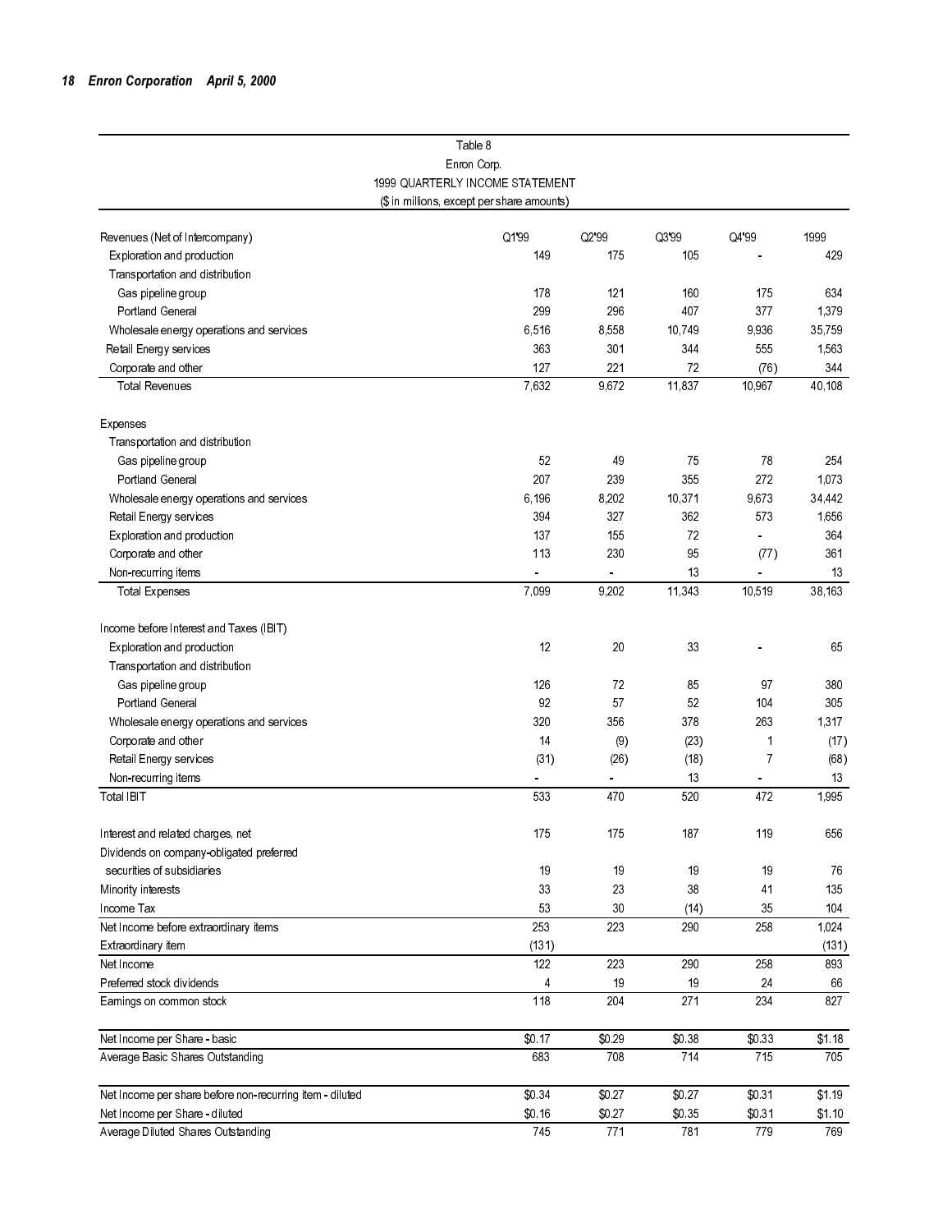Table 8

Enron Corp.

1999 QUARTERLY INCOME STATEMENT

($ in millions, except per share amounts)

| Revenues (Net of Intercompany) | Q1'99 | Q2'99 | Q3'99 | Q4'99 | 1999 |
|---|---|---|---|---|---|
| Exploration and production | 149 | 175 | 105 | - | 429 |
| Transportation and distribution | | | | | |
| Gas pipeline group | 178 | 121 | 160 | 175 | 634 |
| Portland General | 299 | 296 | 407 | 377 | 1,379 |
| Wholesale energy operations and services | 6,516 | 8,558 | 10,749 | 9,936 | 35,759 |
| Retail Energy services | 363 | 301 | 344 | 555 | 1,563 |
| Corporate and other | 127 | 221 | 72 | (76) | 344 |
| Total Revenues | 7,632 | 9,672 | 11,837 | 10,967 | 40,108 |
| | | | | | |
| Expenses | | | | | |
| Transportation and distribution | | | | | |
| Gas pipeline group | 52 | 49 | 75 | 78 | 254 |
| Portland General | 207 | 239 | 355 | 272 | 1,073 |
| Wholesale energy operations and services | 6,196 | 8,202 | 10,371 | 9,673 | 34,442 |
| Retail Energy services | 394 | 327 | 362 | 573 | 1,656 |
| Exploration and production | 137 | 155 | 72 | - | 364 |
| Corporate and other | 113 | 230 | 95 | (77) | 361 |
| Non-recurring items | - | - | 13 | - | 13 |
| Total Expenses | 7,099 | 9,202 | 11,343 | 10,519 | 38,163 |
| | | | | | |
| Income before Interest and Taxes (IBIT) | | | | | |
| Exploration and production | 12 | 20 | 33 | - | 65 |
| Transportation and distribution | | | | | |
| Gas pipeline group | 126 | 72 | 85 | 97 | 380 |
| Portland General | 92 | 57 | 52 | 104 | 305 |
| Wholesale energy operations and services | 320 | 356 | 378 | 263 | 1,317 |
| Corporate and other | 14 | (9) | (23) | 1 | (17) |
| Retail Energy services | (31) | (26) | (18) | 7 | (68) |
| Non-recurring items | - | - | 13 | - | 13 |
| Total IBIT | 533 | 470 | 520 | 472 | 1,995 |
| | | | | | |
| Interest and related charges, net | 175 | 175 | 187 | 119 | 656 |
| Dividends on company-obligated preferred securities of subsidiaries | 19 | 19 | 19 | 19 | 76 |
| Minority interests | 33 | 23 | 38 | 41 | 135 |
| Income Tax | 53 | 30 | (14) | 35 | 104 |
| Net Income before extraordinary items | 253 | 223 | 290 | 258 | 1,024 |
| Extraordinary item | (131) | | | | (131) |
| Net Income | 122 | 223 | 290 | 258 | 893 |
| Preferred stock dividends | 4 | 19 | 19 | 24 | 66 |
| Earnings on common stock | 118 | 204 | 271 | 234 | 827 |
| | | | | | |
| Net Income per Share - basic | $0.17 | $0.29 | $0.38 | $0.33 | $1.18 |
| Average Basic Shares Outstanding | 683 | 708 | 714 | 715 | 705 |
| | | | | | |
| Net Income per share before non-recurring item - diluted | $0.34 | $0.27 | $0.27 | $0.31 | $1.19 |
| Net Income per Share - diluted | $0.16 | $0.27 | $0.35 | $0.31 | $1.10 |
| Average Diluted Shares Outstanding | 745 | 771 | 781 | 779 | 769 |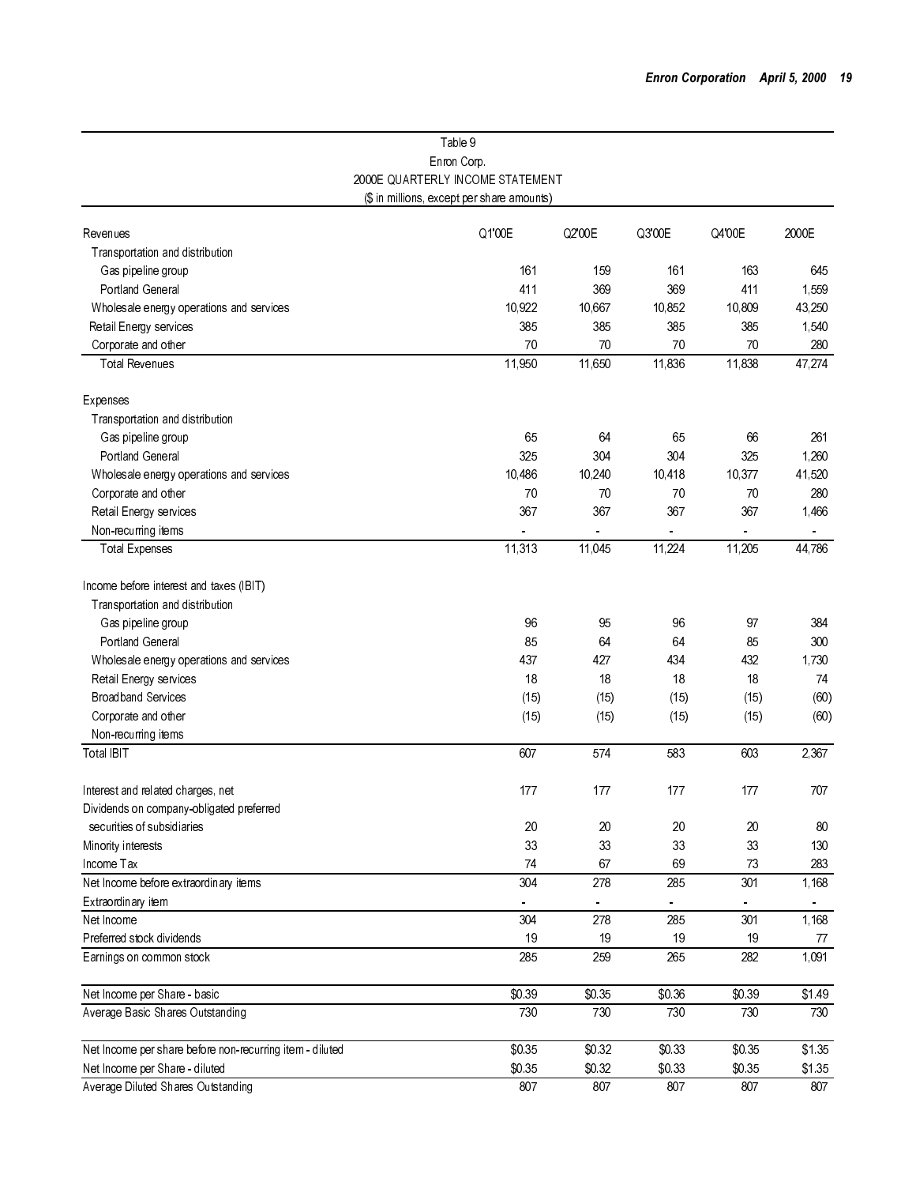Table 9
Enron Corp.
2000E QUARTERLY INCOME STATEMENT
($ in millions, except per share amounts)

| Revenues | Q1'00E | Q2'00E | Q3'00E | Q4'00E | 2000E |
|---|---|---|---|---|---|
| Transportation and distribution | | | | | |
| Gas pipeline group | 161 | 159 | 161 | 163 | 645 |
| Portland General | 411 | 369 | 369 | 411 | 1,559 |
| Wholesale energy operations and services | 10,922 | 10,667 | 10,852 | 10,809 | 43,250 |
| Retail Energy services | 385 | 385 | 385 | 385 | 1,540 |
| Corporate and other | 70 | 70 | 70 | 70 | 280 |
| Total Revenues | 11,950 | 11,650 | 11,836 | 11,838 | 47,274 |
| | | | | | |
| Expenses | | | | | |
| Transportation and distribution | | | | | |
| Gas pipeline group | 65 | 64 | 65 | 66 | 261 |
| Portland General | 325 | 304 | 304 | 325 | 1,260 |
| Wholesale energy operations and services | 10,486 | 10,240 | 10,418 | 10,377 | 41,520 |
| Corporate and other | 70 | 70 | 70 | 70 | 280 |
| Retail Energy services | 367 | 367 | 367 | 367 | 1,466 |
| Non-recurring items | - | - | - | - | - |
| Total Expenses | 11,313 | 11,045 | 11,224 | 11,205 | 44,786 |
| | | | | | |
| Income before interest and taxes (IBIT) | | | | | |
| Transportation and distribution | | | | | |
| Gas pipeline group | 96 | 95 | 96 | 97 | 384 |
| Portland General | 85 | 64 | 64 | 85 | 300 |
| Wholesale energy operations and services | 437 | 427 | 434 | 432 | 1,730 |
| Retail Energy services | 18 | 18 | 18 | 18 | 74 |
| Broadband Services | (15) | (15) | (15) | (15) | (60) |
| Corporate and other | (15) | (15) | (15) | (15) | (60) |
| Non-recurring items | | | | | |
| Total IBIT | 607 | 574 | 583 | 603 | 2,367 |
| | | | | | |
| Interest and related charges, net | 177 | 177 | 177 | 177 | 707 |
| Dividends on company-obligated preferred securities of subsidiaries | 20 | 20 | 20 | 20 | 80 |
| Minority interests | 33 | 33 | 33 | 33 | 130 |
| Income Tax | 74 | 67 | 69 | 73 | 283 |
| Net Income before extraordinary items | 304 | 278 | 285 | 301 | 1,168 |
| Extraordinary item | - | - | - | - | - |
| Net Income | 304 | 278 | 285 | 301 | 1,168 |
| Preferred stock dividends | 19 | 19 | 19 | 19 | 77 |
| Earnings on common stock | 285 | 259 | 265 | 282 | 1,091 |
| | | | | | |
| Net Income per Share - basic | $0.39 | $0.35 | $0.36 | $0.39 | $1.49 |
| Average Basic Shares Outstanding | 730 | 730 | 730 | 730 | 730 |
| | | | | | |
| Net Income per share before non-recurring item - diluted | $0.35 | $0.32 | $0.33 | $0.35 | $1.35 |
| Net Income per Share - diluted | $0.35 | $0.32 | $0.33 | $0.35 | $1.35 |
| Average Diluted Shares Outstanding | 807 | 807 | 807 | 807 | 807 |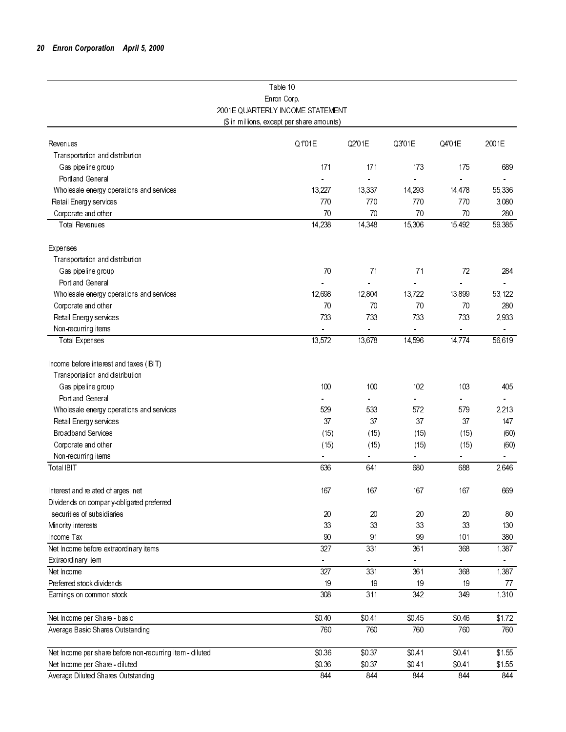Table 10
Enron Corp.
2001E QUARTERLY INCOME STATEMENT
($ in millions, except per share amounts)

| Revenues | Q1'01E | Q2'01E | Q3'01E | Q4'01E | 2001E |
|---|---|---|---|---|---|
| Transportation and distribution | | | | | |
| Gas pipeline group | 171 | 171 | 173 | 175 | 689 |
| Portland General | - | - | - | - | - |
| Wholesale energy operations and services | 13,227 | 13,337 | 14,293 | 14,478 | 55,336 |
| Retail Energy services | 770 | 770 | 770 | 770 | 3,080 |
| Corporate and other | 70 | 70 | 70 | 70 | 280 |
| Total Revenues | 14,238 | 14,348 | 15,306 | 15,492 | 59,385 |
| | | | | | |
| Expenses | | | | | |
| Transportation and distribution | | | | | |
| Gas pipeline group | 70 | 71 | 71 | 72 | 284 |
| Portland General | - | - | - | - | - |
| Wholesale energy operations and services | 12,698 | 12,804 | 13,722 | 13,899 | 53,122 |
| Corporate and other | 70 | 70 | 70 | 70 | 280 |
| Retail Energy services | 733 | 733 | 733 | 733 | 2,933 |
| Non-recurring items | - | - | - | - | - |
| Total Expenses | 13,572 | 13,678 | 14,596 | 14,774 | 56,619 |
| | | | | | |
| Income before interest and taxes (IBIT) | | | | | |
| Transportation and distribution | | | | | |
| Gas pipeline group | 100 | 100 | 102 | 103 | 405 |
| Portland General | - | - | - | - | - |
| Wholesale energy operations and services | 529 | 533 | 572 | 579 | 2,213 |
| Retail Energy services | 37 | 37 | 37 | 37 | 147 |
| Broadband Services | (15) | (15) | (15) | (15) | (60) |
| Corporate and other | (15) | (15) | (15) | (15) | (60) |
| Non-recurring items | - | - | - | - | - |
| Total IBIT | 636 | 641 | 680 | 688 | 2,646 |
| | | | | | |
| Interest and related charges, net | 167 | 167 | 167 | 167 | 669 |
| Dividends on company-obligated preferred securities of subsidiaries | 20 | 20 | 20 | 20 | 80 |
| Minority interests | 33 | 33 | 33 | 33 | 130 |
| Income Tax | 90 | 91 | 99 | 101 | 380 |
| Net Income before extraordinary items | 327 | 331 | 361 | 368 | 1,387 |
| Extraordinary item | - | - | - | - | - |
| Net Income | 327 | 331 | 361 | 368 | 1,387 |
| Preferred stock dividends | 19 | 19 | 19 | 19 | 77 |
| Earnings on common stock | 308 | 311 | 342 | 349 | 1,310 |
| | | | | | |
| Net Income per Share - basic | $0.40 | $0.41 | $0.45 | $0.46 | $1.72 |
| Average Basic Shares Outstanding | 760 | 760 | 760 | 760 | 760 |
| | | | | | |
| Net Income per share before non-recurring item - diluted | $0.36 | $0.37 | $0.41 | $0.41 | $1.55 |
| Net Income per Share - diluted | $0.36 | $0.37 | $0.41 | $0.41 | $1.55 |
| Average Diluted Shares Outstanding | 844 | 844 | 844 | 844 | 844 |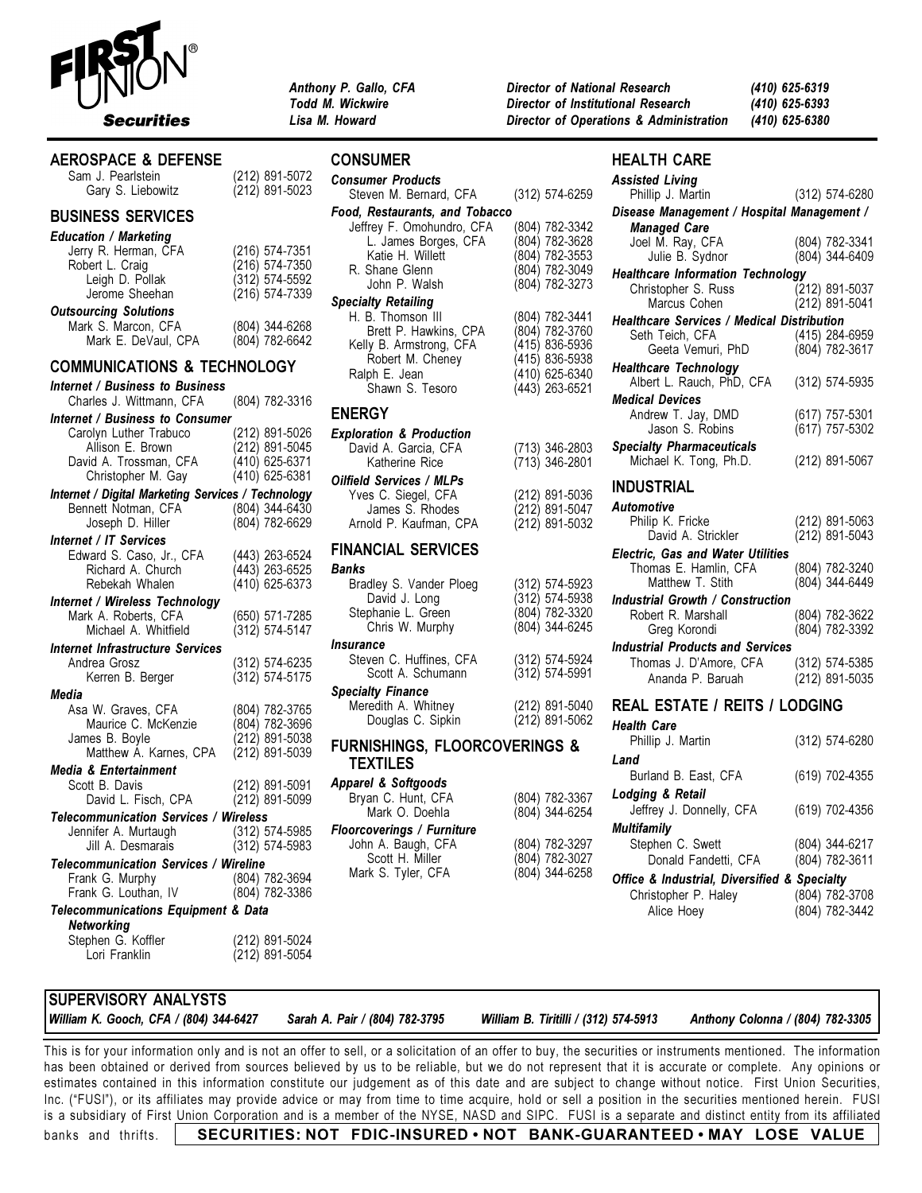**First Union Securities**

| | | |
|---|---|---|
| *Anthony P. Gallo, CFA* | *Director of National Research* | *(410) 625-6319* |
| *Todd M. Wickwire* | *Director of Institutional Research* | *(410) 625-6393* |
| *Lisa M. Howard* | *Director of Operations & Administration* | *(410) 625-6380* |

## AEROSPACE & DEFENSE

Sam J. Pearlstein (212) 891-5072
Gary S. Liebowitz (212) 891-5023

## BUSINESS SERVICES

***Education / Marketing***
Jerry R. Herman, CFA (216) 574-7351
Robert L. Craig (216) 574-7350
Leigh D. Pollak (312) 574-5592
Jerome Sheehan (216) 574-7339

***Outsourcing Solutions***
Mark S. Marcon, CFA (804) 344-6268
Mark E. DeVaul, CPA (804) 782-6642

## COMMUNICATIONS & TECHNOLOGY

***Internet / Business to Business***
Charles J. Wittmann, CFA (804) 782-3316

***Internet / Business to Consumer***
Carolyn Luther Trabuco (212) 891-5026
Allison E. Brown (212) 891-5045
David A. Trossman, CFA (410) 625-6371
Christopher M. Gay (410) 625-6381

***Internet / Digital Marketing Services / Technology***
Bennett Notman, CFA (804) 344-6430
Joseph D. Hiller (804) 782-6629

***Internet / IT Services***
Edward S. Caso, Jr., CFA (443) 263-6524
Richard A. Church (443) 263-6525
Rebekah Whalen (410) 625-6373

***Internet / Wireless Technology***
Mark A. Roberts, CFA (650) 571-7285
Michael A. Whitfield (312) 574-5147

***Internet Infrastructure Services***
Andrea Grosz (312) 574-6235
Kerren B. Berger (312) 574-5175

***Media***
Asa W. Graves, CFA (804) 782-3765
Maurice C. McKenzie (804) 782-3696
James B. Boyle (212) 891-5038
Matthew A. Karnes, CPA (212) 891-5039

***Media & Entertainment***
Scott B. Davis (212) 891-5091
David L. Fisch, CPA (212) 891-5099

***Telecommunication Services / Wireless***
Jennifer A. Murtaugh (312) 574-5985
Jill A. Desmarais (312) 574-5983

***Telecommunication Services / Wireline***
Frank G. Murphy (804) 782-3694
Frank G. Louthan, IV (804) 782-3386

***Telecommunications Equipment & Data Networking***
Stephen G. Koffler (212) 891-5024
Lori Franklin (212) 891-5054

## CONSUMER

***Consumer Products***
Steven M. Bernard, CFA (312) 574-6259

***Food, Restaurants, and Tobacco***
Jeffrey F. Omohundro, CFA (804) 782-3342
L. James Borges, CFA (804) 782-3628
Katie H. Willett (804) 782-3553
R. Shane Glenn (804) 782-3049
John P. Walsh (804) 782-3273

***Specialty Retailing***
H. B. Thomson III (804) 782-3441
Brett P. Hawkins, CPA (804) 782-3760
Kelly B. Armstrong, CFA (415) 836-5936
Robert M. Cheney (415) 836-5938
Ralph E. Jean (410) 625-6340
Shawn S. Tesoro (443) 263-6521

## ENERGY

***Exploration & Production***
David A. Garcia, CFA (713) 346-2803
Katherine Rice (713) 346-2801

***Oilfield Services / MLPs***
Yves C. Siegel, CFA (212) 891-5036
James S. Rhodes (212) 891-5047
Arnold P. Kaufman, CPA (212) 891-5032

## FINANCIAL SERVICES

***Banks***
Bradley S. Vander Ploeg (312) 574-5923
David J. Long (312) 574-5938
Stephanie L. Green (804) 782-3320
Chris W. Murphy (804) 344-6245

***Insurance***
Steven C. Huffines, CFA (312) 574-5924
Scott A. Schumann (312) 574-5991

***Specialty Finance***
Meredith A. Whitney (212) 891-5040
Douglas C. Sipkin (212) 891-5062

## FURNISHINGS, FLOORCOVERINGS & TEXTILES

***Apparel & Softgoods***
Bryan C. Hunt, CFA (804) 782-3367
Mark O. Doehla (804) 344-6254

***Floorcoverings / Furniture***
John A. Baugh, CFA (804) 782-3297
Scott H. Miller (804) 782-3027
Mark S. Tyler, CFA (804) 344-6258

## HEALTH CARE

***Assisted Living***
Phillip J. Martin (312) 574-6280

***Disease Management / Hospital Management / Managed Care***
Joel M. Ray, CFA (804) 782-3341
Julie B. Sydnor (804) 344-6409

***Healthcare Information Technology***
Christopher S. Russ (212) 891-5037
Marcus Cohen (212) 891-5041

***Healthcare Services / Medical Distribution***
Seth Teich, CFA (415) 284-6959
Geeta Vemuri, PhD (804) 782-3617

***Healthcare Technology***
Albert L. Rauch, PhD, CFA (312) 574-5935

***Medical Devices***
Andrew T. Jay, DMD (617) 757-5301
Jason S. Robins (617) 757-5302

***Specialty Pharmaceuticals***
Michael K. Tong, Ph.D. (212) 891-5067

## INDUSTRIAL

***Automotive***
Philip K. Fricke (212) 891-5063
David A. Strickler (212) 891-5043

***Electric, Gas and Water Utilities***
Thomas E. Hamlin, CFA (804) 782-3240
Matthew T. Stith (804) 344-6449

***Industrial Growth / Construction***
Robert R. Marshall (804) 782-3622
Greg Korondi (804) 782-3392

***Industrial Products and Services***
Thomas J. D'Amore, CFA (312) 574-5385
Ananda P. Baruah (212) 891-5035

## REAL ESTATE / REITS / LODGING

***Health Care***
Phillip J. Martin (312) 574-6280

***Land***
Burland B. East, CFA (619) 702-4355

***Lodging & Retail***
Jeffrey J. Donnelly, CFA (619) 702-4356

***Multifamily***
Stephen C. Swett (804) 344-6217
Donald Fandetti, CFA (804) 782-3611

***Office & Industrial, Diversified & Specialty***
Christopher P. Haley (804) 782-3708
Alice Hoey (804) 782-3442

## SUPERVISORY ANALYSTS

*William K. Gooch, CFA / (804) 344-6427* · *Sarah A. Pair / (804) 782-3795* · *William B. Tiritilli / (312) 574-5913* · *Anthony Colonna / (804) 782-3305*

This is for your information only and is not an offer to sell, or a solicitation of an offer to buy, the securities or instruments mentioned. The information has been obtained or derived from sources believed by us to be reliable, but we do not represent that it is accurate or complete. Any opinions or estimates contained in this information constitute our judgement as of this date and are subject to change without notice. First Union Securities, Inc. ("FUSI"), or its affiliates may provide advice or may from time to time acquire, hold or sell a position in the securities mentioned herein. FUSI is a subsidiary of First Union Corporation and is a member of the NYSE, NASD and SIPC. FUSI is a separate and distinct entity from its affiliated banks and thrifts.

**SECURITIES: NOT FDIC-INSURED • NOT BANK-GUARANTEED • MAY LOSE VALUE**